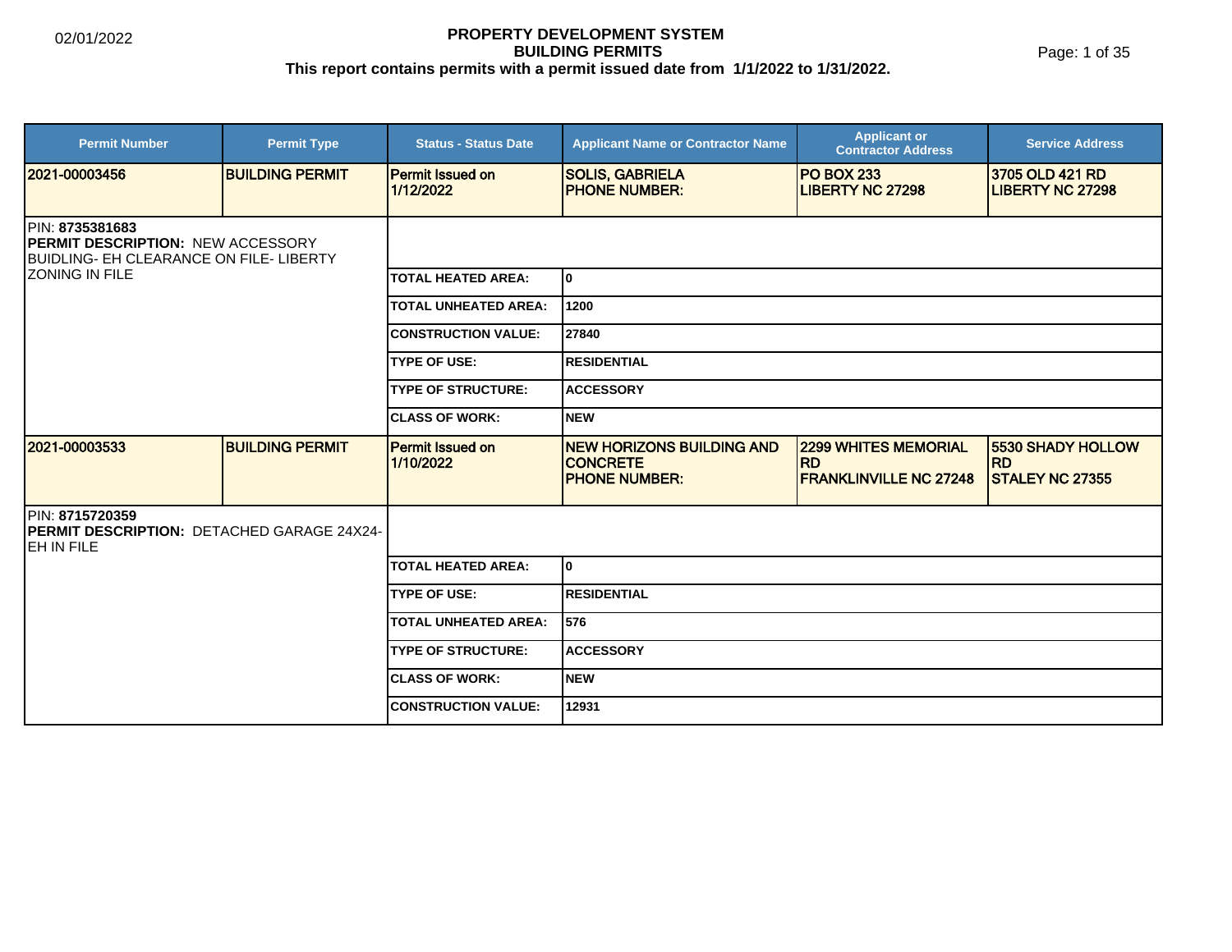02/01/2022

# PROPERTY DEVELOPMENT SYSTEM
## BUILDING PERMITS
**This report contains permits with a permit issued date from 1/1/2022 to 1/31/2022.**

| Permit Number | Permit Type | Status - Status Date | Applicant Name or Contractor Name | Applicant or Contractor Address | Service Address |
|---|---|---|---|---|---|
| 2021-00003456 | BUILDING PERMIT | Permit Issued on 1/12/2022 | SOLIS, GABRIELA<br>PHONE NUMBER: | PO BOX 233<br>LIBERTY NC 27298 | 3705 OLD 421 RD<br>LIBERTY NC 27298 |

PIN: **8735381683**
**PERMIT DESCRIPTION:** NEW ACCESSORY BUIDLING- EH CLEARANCE ON FILE- LIBERTY ZONING IN FILE

| | |
|---|---|
| TOTAL HEATED AREA: | 0 |
| TOTAL UNHEATED AREA: | 1200 |
| CONSTRUCTION VALUE: | 27840 |
| TYPE OF USE: | RESIDENTIAL |
| TYPE OF STRUCTURE: | ACCESSORY |
| CLASS OF WORK: | NEW |

| Permit Number | Permit Type | Status - Status Date | Applicant Name or Contractor Name | Applicant or Contractor Address | Service Address |
|---|---|---|---|---|---|
| 2021-00003533 | BUILDING PERMIT | Permit Issued on 1/10/2022 | NEW HORIZONS BUILDING AND CONCRETE<br>PHONE NUMBER: | 2299 WHITES MEMORIAL RD<br>FRANKLINVILLE NC 27248 | 5530 SHADY HOLLOW RD<br>STALEY NC 27355 |

PIN: **8715720359**
**PERMIT DESCRIPTION:** DETACHED GARAGE 24X24- EH IN FILE

| | |
|---|---|
| TOTAL HEATED AREA: | 0 |
| TYPE OF USE: | RESIDENTIAL |
| TOTAL UNHEATED AREA: | 576 |
| TYPE OF STRUCTURE: | ACCESSORY |
| CLASS OF WORK: | NEW |
| CONSTRUCTION VALUE: | 12931 |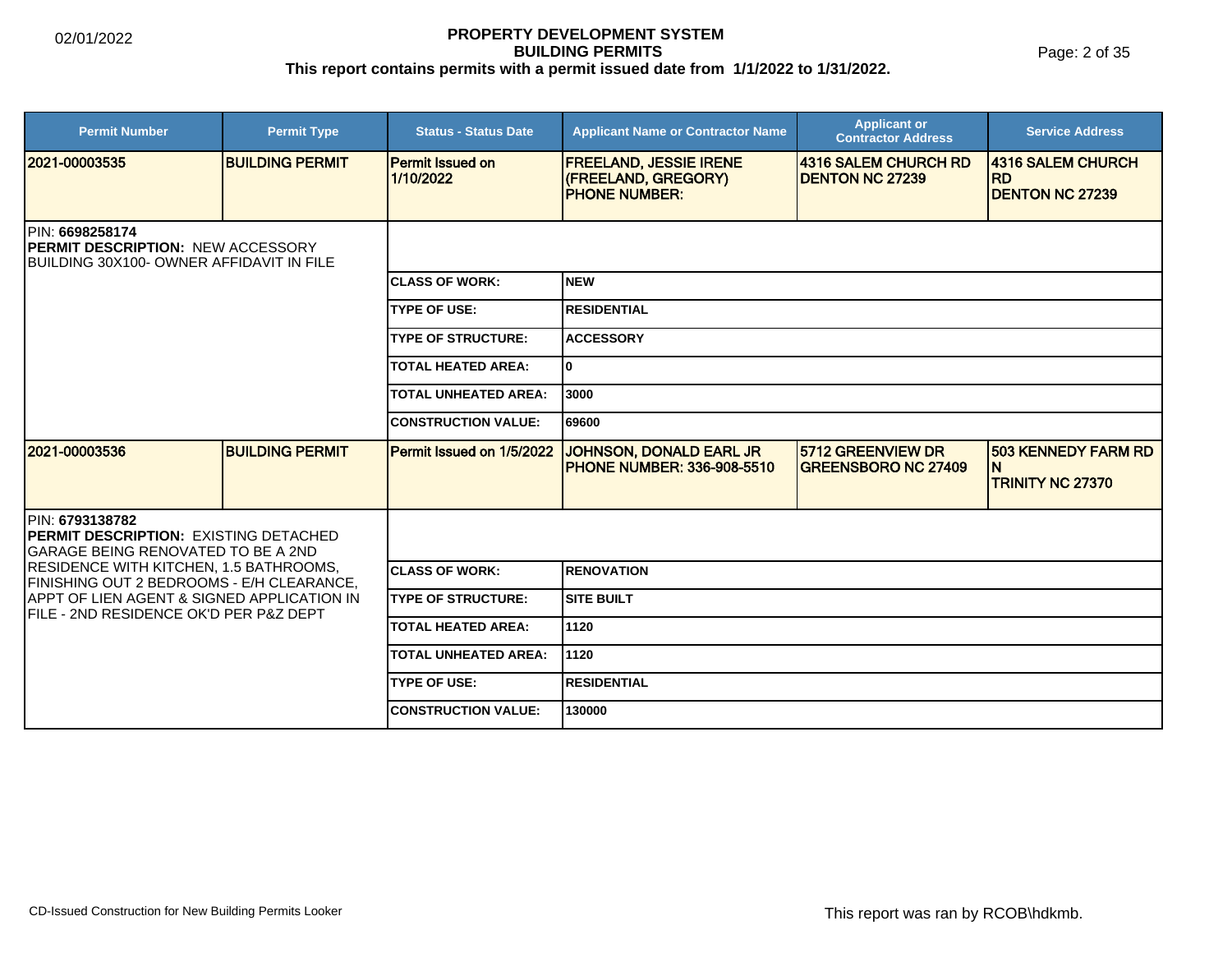# PROPERTY DEVELOPMENT SYSTEM

## BUILDING PERMITS

**This report contains permits with a permit issued date from 1/1/2022 to 1/31/2022.**

02/01/2022

| Permit Number | Permit Type | Status - Status Date | Applicant Name or Contractor Name | Applicant or Contractor Address | Service Address |
|---|---|---|---|---|---|
| **2021-00003535** | **BUILDING PERMIT** | **Permit Issued on 1/10/2022** | **FREELAND, JESSIE IRENE (FREELAND, GREGORY) PHONE NUMBER:** | **4316 SALEM CHURCH RD DENTON NC 27239** | **4316 SALEM CHURCH RD DENTON NC 27239** |

PIN: **6698258174**
**PERMIT DESCRIPTION:** NEW ACCESSORY BUILDING 30X100- OWNER AFFIDAVIT IN FILE

| | |
|---|---|
| **CLASS OF WORK:** | **NEW** |
| **TYPE OF USE:** | **RESIDENTIAL** |
| **TYPE OF STRUCTURE:** | **ACCESSORY** |
| **TOTAL HEATED AREA:** | **0** |
| **TOTAL UNHEATED AREA:** | **3000** |
| **CONSTRUCTION VALUE:** | **69600** |

| Permit Number | Permit Type | Status - Status Date | Applicant Name or Contractor Name | Applicant or Contractor Address | Service Address |
|---|---|---|---|---|---|
| **2021-00003536** | **BUILDING PERMIT** | **Permit Issued on 1/5/2022** | **JOHNSON, DONALD EARL JR PHONE NUMBER: 336-908-5510** | **5712 GREENVIEW DR GREENSBORO NC 27409** | **503 KENNEDY FARM RD N TRINITY NC 27370** |

PIN: **6793138782**
**PERMIT DESCRIPTION:** EXISTING DETACHED GARAGE BEING RENOVATED TO BE A 2ND RESIDENCE WITH KITCHEN, 1.5 BATHROOMS, FINISHING OUT 2 BEDROOMS - E/H CLEARANCE, APPT OF LIEN AGENT & SIGNED APPLICATION IN FILE - 2ND RESIDENCE OK'D PER P&Z DEPT

| | |
|---|---|
| **CLASS OF WORK:** | **RENOVATION** |
| **TYPE OF STRUCTURE:** | **SITE BUILT** |
| **TOTAL HEATED AREA:** | **1120** |
| **TOTAL UNHEATED AREA:** | **1120** |
| **TYPE OF USE:** | **RESIDENTIAL** |
| **CONSTRUCTION VALUE:** | **130000** |

CD-Issued Construction for New Building Permits Looker

This report was ran by RCOB\hdkmb.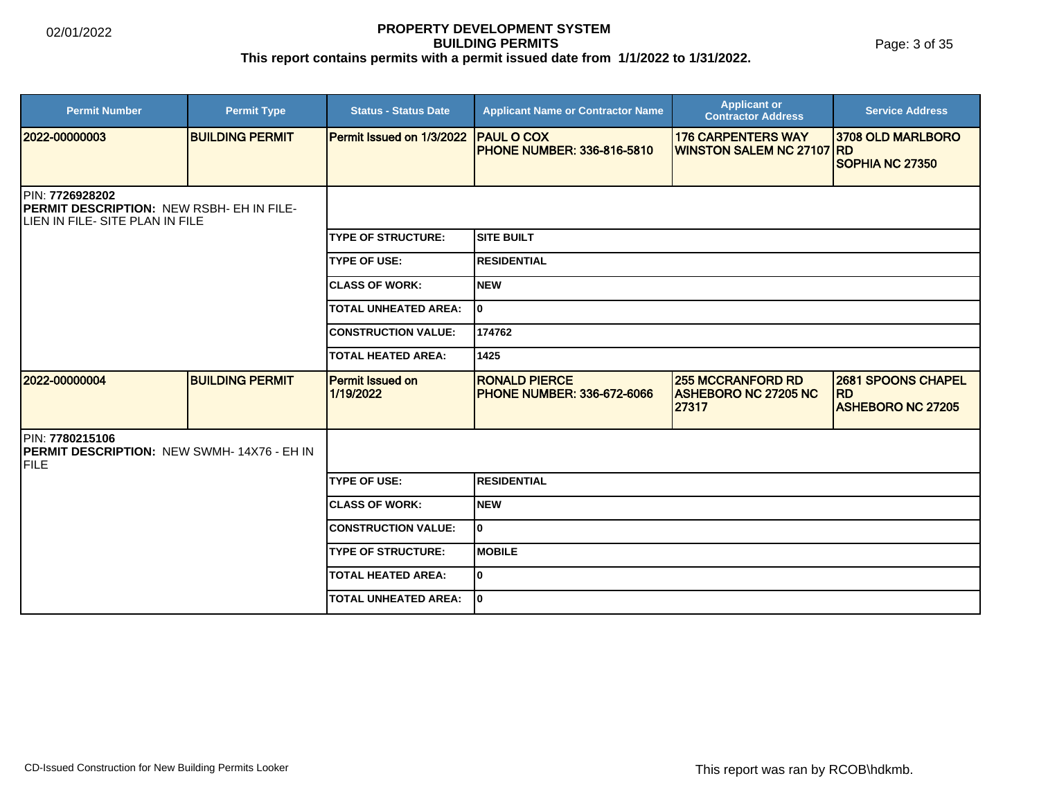# PROPERTY DEVELOPMENT SYSTEM
## BUILDING PERMITS
**This report contains permits with a permit issued date from 1/1/2022 to 1/31/2022.**

02/01/2022

| Permit Number | Permit Type | Status - Status Date | Applicant Name or Contractor Name | Applicant or Contractor Address | Service Address |
|---|---|---|---|---|---|
| 2022-00000003 | BUILDING PERMIT | Permit Issued on 1/3/2022 | PAUL O COX<br>PHONE NUMBER: 336-816-5810 | 176 CARPENTERS WAY<br>WINSTON SALEM NC 27107 | 3708 OLD MARLBORO RD<br>SOPHIA NC 27350 |

PIN: **7726928202**
**PERMIT DESCRIPTION:** NEW RSBH- EH IN FILE- LIEN IN FILE- SITE PLAN IN FILE

| | |
|---|---|
| TYPE OF STRUCTURE: | SITE BUILT |
| TYPE OF USE: | RESIDENTIAL |
| CLASS OF WORK: | NEW |
| TOTAL UNHEATED AREA: | 0 |
| CONSTRUCTION VALUE: | 174762 |
| TOTAL HEATED AREA: | 1425 |

| Permit Number | Permit Type | Status - Status Date | Applicant Name or Contractor Name | Applicant or Contractor Address | Service Address |
|---|---|---|---|---|---|
| 2022-00000004 | BUILDING PERMIT | Permit Issued on 1/19/2022 | RONALD PIERCE<br>PHONE NUMBER: 336-672-6066 | 255 MCCRANFORD RD<br>ASHEBORO NC 27205 NC 27317 | 2681 SPOONS CHAPEL RD<br>ASHEBORO NC 27205 |

PIN: **7780215106**
**PERMIT DESCRIPTION:** NEW SWMH- 14X76 - EH IN FILE

| | |
|---|---|
| TYPE OF USE: | RESIDENTIAL |
| CLASS OF WORK: | NEW |
| CONSTRUCTION VALUE: | 0 |
| TYPE OF STRUCTURE: | MOBILE |
| TOTAL HEATED AREA: | 0 |
| TOTAL UNHEATED AREA: | 0 |

CD-Issued Construction for New Building Permits Looker

This report was ran by RCOB\hdkmb.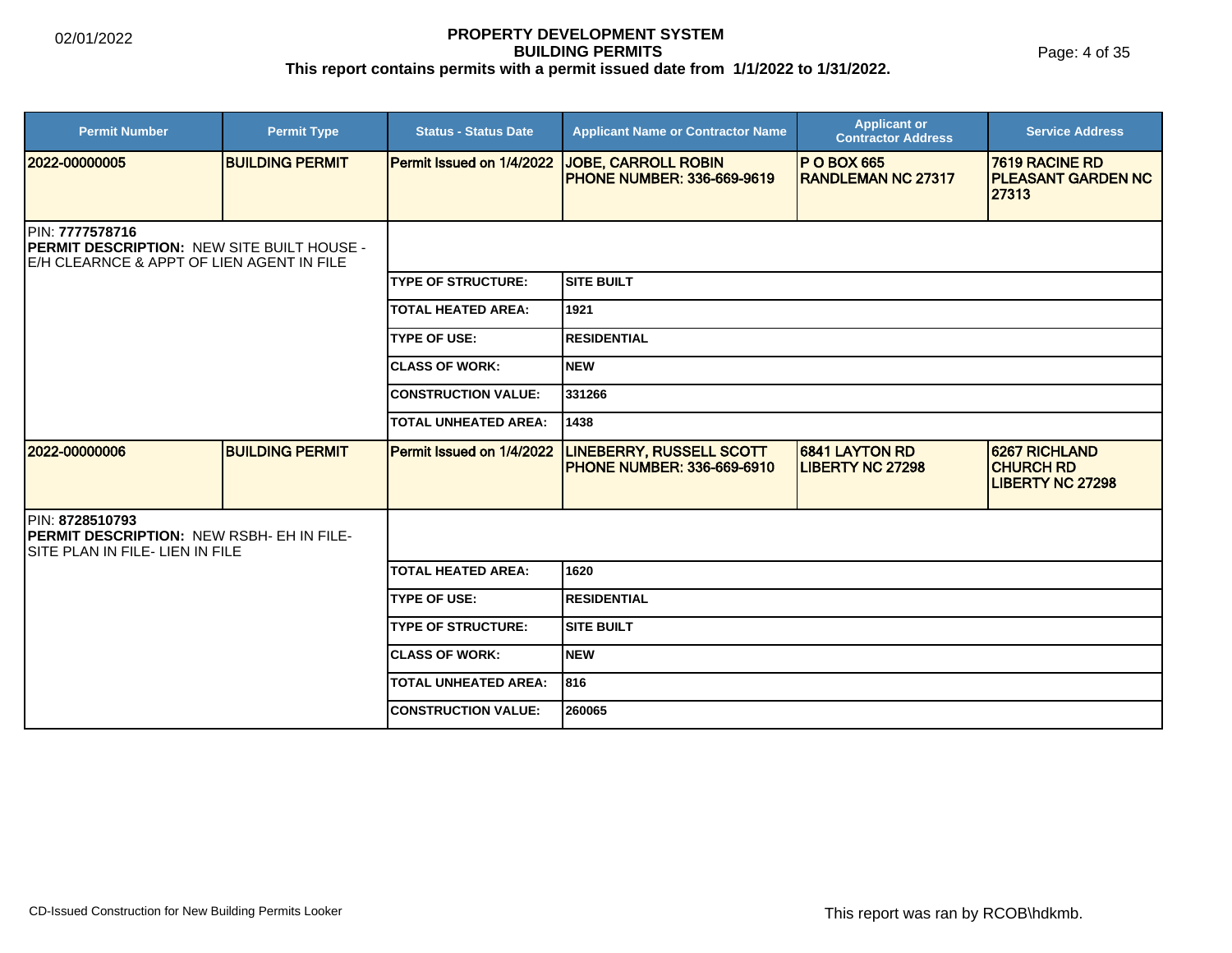# PROPERTY DEVELOPMENT SYSTEM
## BUILDING PERMITS
**This report contains permits with a permit issued date from 1/1/2022 to 1/31/2022.**

| Permit Number | Permit Type | Status - Status Date | Applicant Name or Contractor Name | Applicant or Contractor Address | Service Address |
|---|---|---|---|---|---|
| 2022-00000005 | BUILDING PERMIT | Permit Issued on 1/4/2022 | JOBE, CARROLL ROBIN<br>PHONE NUMBER: 336-669-9619 | P O BOX 665<br>RANDLEMAN NC 27317 | 7619 RACINE RD<br>PLEASANT GARDEN NC 27313 |

PIN: **7777578716**
**PERMIT DESCRIPTION:** NEW SITE BUILT HOUSE - E/H CLEARNCE & APPT OF LIEN AGENT IN FILE

| | |
|---|---|
| TYPE OF STRUCTURE: | SITE BUILT |
| TOTAL HEATED AREA: | 1921 |
| TYPE OF USE: | RESIDENTIAL |
| CLASS OF WORK: | NEW |
| CONSTRUCTION VALUE: | 331266 |
| TOTAL UNHEATED AREA: | 1438 |

| Permit Number | Permit Type | Status - Status Date | Applicant Name or Contractor Name | Applicant or Contractor Address | Service Address |
|---|---|---|---|---|---|
| 2022-00000006 | BUILDING PERMIT | Permit Issued on 1/4/2022 | LINEBERRY, RUSSELL SCOTT<br>PHONE NUMBER: 336-669-6910 | 6841 LAYTON RD<br>LIBERTY NC 27298 | 6267 RICHLAND CHURCH RD<br>LIBERTY NC 27298 |

PIN: **8728510793**
**PERMIT DESCRIPTION:** NEW RSBH- EH IN FILE- SITE PLAN IN FILE- LIEN IN FILE

| | |
|---|---|
| TOTAL HEATED AREA: | 1620 |
| TYPE OF USE: | RESIDENTIAL |
| TYPE OF STRUCTURE: | SITE BUILT |
| CLASS OF WORK: | NEW |
| TOTAL UNHEATED AREA: | 816 |
| CONSTRUCTION VALUE: | 260065 |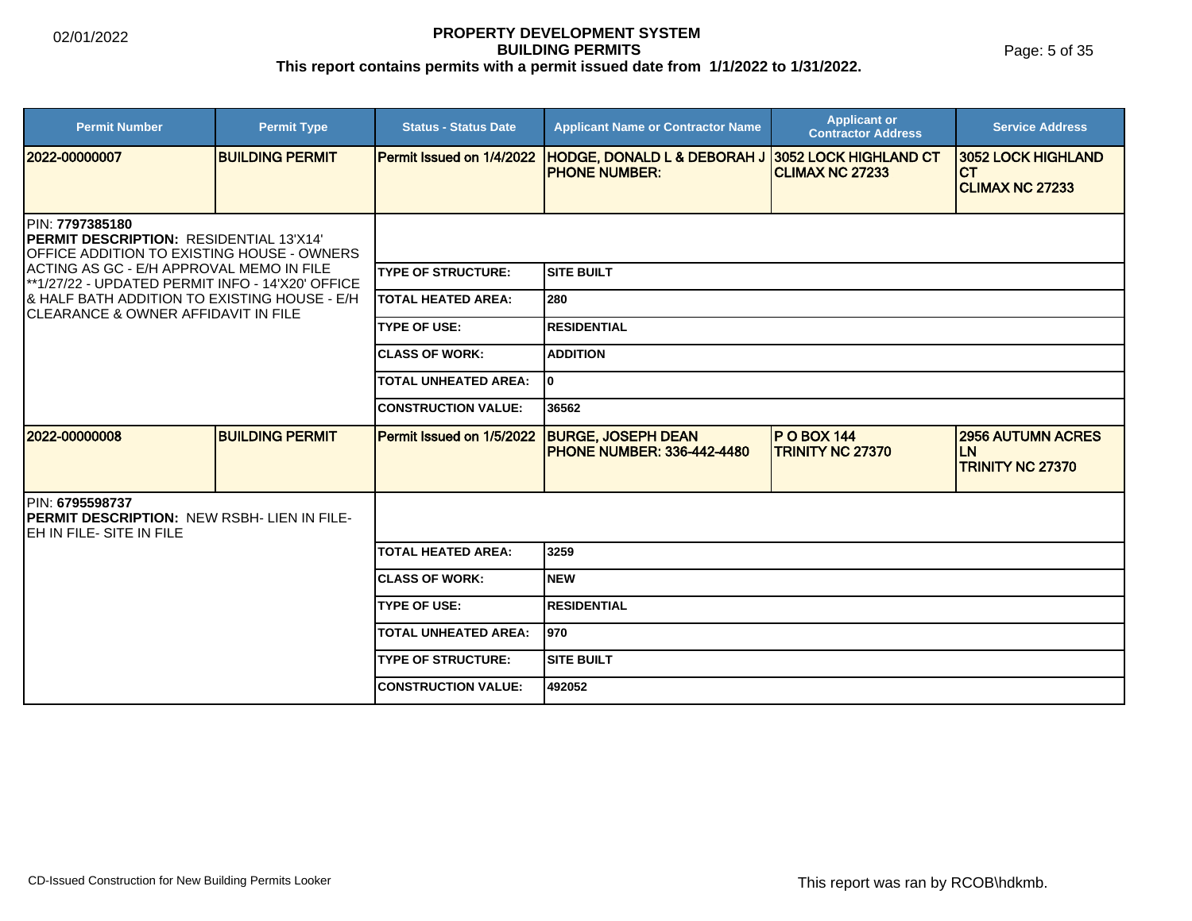**PROPERTY DEVELOPMENT SYSTEM**
**BUILDING PERMITS**
**This report contains permits with a permit issued date from 1/1/2022 to 1/31/2022.**

| Permit Number | Permit Type | Status - Status Date | Applicant Name or Contractor Name | Applicant or Contractor Address | Service Address |
|---|---|---|---|---|---|
| 2022-00000007 | BUILDING PERMIT | Permit Issued on 1/4/2022 | HODGE, DONALD L & DEBORAH J PHONE NUMBER: | 3052 LOCK HIGHLAND CT CLIMAX NC 27233 | 3052 LOCK HIGHLAND CT CLIMAX NC 27233 |

PIN: **7797385180**
**PERMIT DESCRIPTION:** RESIDENTIAL 13'X14' OFFICE ADDITION TO EXISTING HOUSE - OWNERS ACTING AS GC - E/H APPROVAL MEMO IN FILE **1/27/22 - UPDATED PERMIT INFO - 14'X20' OFFICE & HALF BATH ADDITION TO EXISTING HOUSE - E/H CLEARANCE & OWNER AFFIDAVIT IN FILE

| | |
|---|---|
| TYPE OF STRUCTURE: | SITE BUILT |
| TOTAL HEATED AREA: | 280 |
| TYPE OF USE: | RESIDENTIAL |
| CLASS OF WORK: | ADDITION |
| TOTAL UNHEATED AREA: | 0 |
| CONSTRUCTION VALUE: | 36562 |

| Permit Number | Permit Type | Status - Status Date | Applicant Name or Contractor Name | Applicant or Contractor Address | Service Address |
|---|---|---|---|---|---|
| 2022-00000008 | BUILDING PERMIT | Permit Issued on 1/5/2022 | BURGE, JOSEPH DEAN PHONE NUMBER: 336-442-4480 | P O BOX 144 TRINITY NC 27370 | 2956 AUTUMN ACRES LN TRINITY NC 27370 |

PIN: **6795598737**
**PERMIT DESCRIPTION:** NEW RSBH- LIEN IN FILE- EH IN FILE- SITE IN FILE

| | |
|---|---|
| TOTAL HEATED AREA: | 3259 |
| CLASS OF WORK: | NEW |
| TYPE OF USE: | RESIDENTIAL |
| TOTAL UNHEATED AREA: | 970 |
| TYPE OF STRUCTURE: | SITE BUILT |
| CONSTRUCTION VALUE: | 492052 |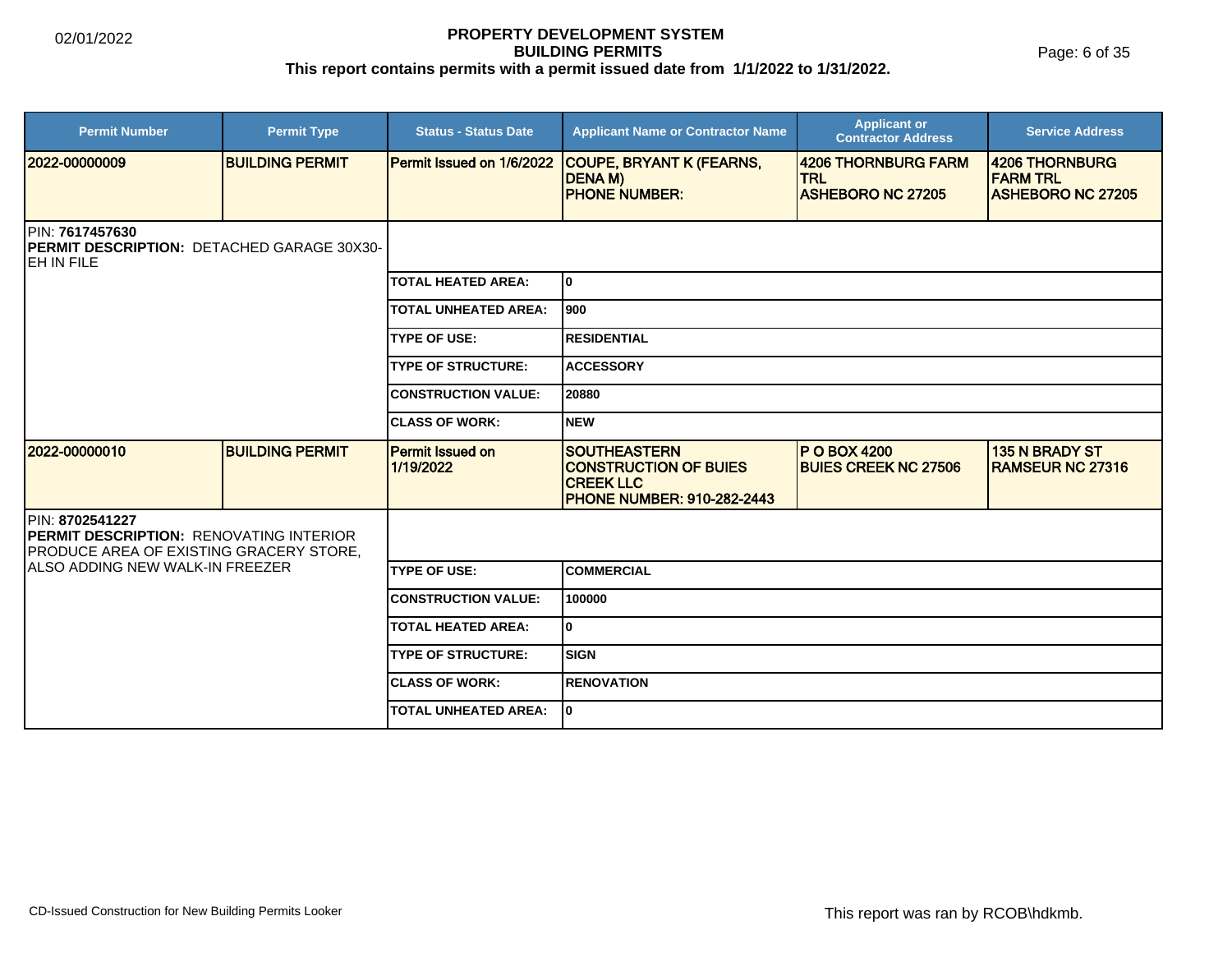02/01/2022

**PROPERTY DEVELOPMENT SYSTEM**
**BUILDING PERMITS**
**This report contains permits with a permit issued date from 1/1/2022 to 1/31/2022.**

| Permit Number | Permit Type | Status - Status Date | Applicant Name or Contractor Name | Applicant or Contractor Address | Service Address |
|---|---|---|---|---|---|
| 2022-00000009 | BUILDING PERMIT | Permit Issued on 1/6/2022 | COUPE, BRYANT K (FEARNS, DENA M) PHONE NUMBER: | 4206 THORNBURG FARM TRL ASHEBORO NC 27205 | 4206 THORNBURG FARM TRL ASHEBORO NC 27205 |

PIN: **7617457630**
**PERMIT DESCRIPTION:** DETACHED GARAGE 30X30-EH IN FILE

| | |
|---|---|
| TOTAL HEATED AREA: | 0 |
| TOTAL UNHEATED AREA: | 900 |
| TYPE OF USE: | RESIDENTIAL |
| TYPE OF STRUCTURE: | ACCESSORY |
| CONSTRUCTION VALUE: | 20880 |
| CLASS OF WORK: | NEW |

| Permit Number | Permit Type | Status - Status Date | Applicant Name or Contractor Name | Applicant or Contractor Address | Service Address |
|---|---|---|---|---|---|
| 2022-00000010 | BUILDING PERMIT | Permit Issued on 1/19/2022 | SOUTHEASTERN CONSTRUCTION OF BUIES CREEK LLC PHONE NUMBER: 910-282-2443 | P O BOX 4200 BUIES CREEK NC 27506 | 135 N BRADY ST RAMSEUR NC 27316 |

PIN: **8702541227**
**PERMIT DESCRIPTION:** RENOVATING INTERIOR PRODUCE AREA OF EXISTING GRACERY STORE, ALSO ADDING NEW WALK-IN FREEZER

| | |
|---|---|
| TYPE OF USE: | COMMERCIAL |
| CONSTRUCTION VALUE: | 100000 |
| TOTAL HEATED AREA: | 0 |
| TYPE OF STRUCTURE: | SIGN |
| CLASS OF WORK: | RENOVATION |
| TOTAL UNHEATED AREA: | 0 |

CD-Issued Construction for New Building Permits Looker

This report was ran by RCOB\hdkmb.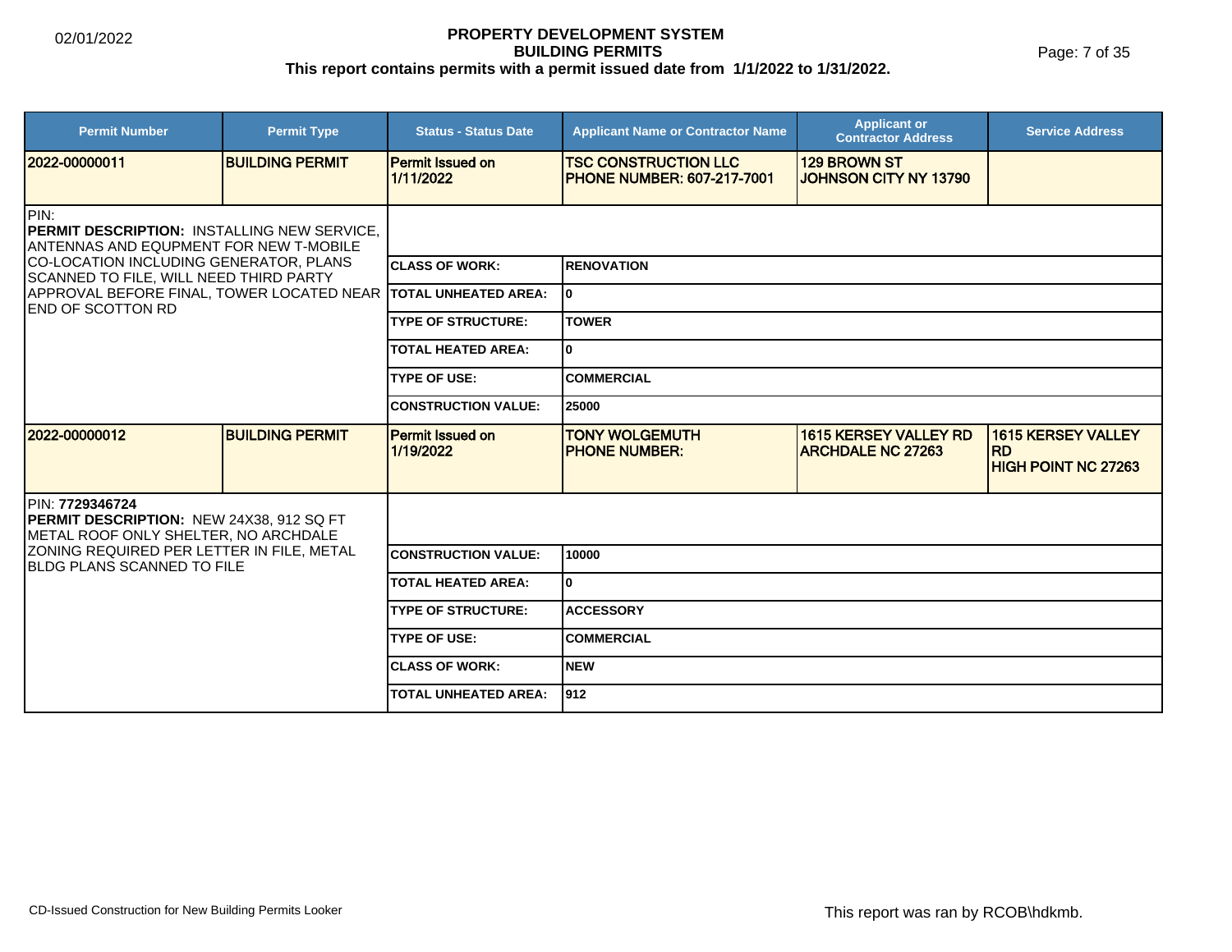# PROPERTY DEVELOPMENT SYSTEM
## BUILDING PERMITS
### This report contains permits with a permit issued date from 1/1/2022 to 1/31/2022.

| Permit Number | Permit Type | Status - Status Date | Applicant Name or Contractor Name | Applicant or Contractor Address | Service Address |
|---|---|---|---|---|---|
| 2022-00000011 | BUILDING PERMIT | Permit Issued on 1/11/2022 | TSC CONSTRUCTION LLC PHONE NUMBER: 607-217-7001 | 129 BROWN ST JOHNSON CITY NY 13790 | |

PIN:
**PERMIT DESCRIPTION:** INSTALLING NEW SERVICE, ANTENNAS AND EQUPMENT FOR NEW T-MOBILE CO-LOCATION INCLUDING GENERATOR, PLANS SCANNED TO FILE, WILL NEED THIRD PARTY APPROVAL BEFORE FINAL, TOWER LOCATED NEAR END OF SCOTTON RD

| | |
|---|---|
| CLASS OF WORK: | RENOVATION |
| TOTAL UNHEATED AREA: | 0 |
| TYPE OF STRUCTURE: | TOWER |
| TOTAL HEATED AREA: | 0 |
| TYPE OF USE: | COMMERCIAL |
| CONSTRUCTION VALUE: | 25000 |

| Permit Number | Permit Type | Status - Status Date | Applicant Name or Contractor Name | Applicant or Contractor Address | Service Address |
|---|---|---|---|---|---|
| 2022-00000012 | BUILDING PERMIT | Permit Issued on 1/19/2022 | TONY WOLGEMUTH PHONE NUMBER: | 1615 KERSEY VALLEY RD ARCHDALE NC 27263 | 1615 KERSEY VALLEY RD HIGH POINT NC 27263 |

PIN: **7729346724**
**PERMIT DESCRIPTION:** NEW 24X38, 912 SQ FT METAL ROOF ONLY SHELTER, NO ARCHDALE ZONING REQUIRED PER LETTER IN FILE, METAL BLDG PLANS SCANNED TO FILE

| | |
|---|---|
| CONSTRUCTION VALUE: | 10000 |
| TOTAL HEATED AREA: | 0 |
| TYPE OF STRUCTURE: | ACCESSORY |
| TYPE OF USE: | COMMERCIAL |
| CLASS OF WORK: | NEW |
| TOTAL UNHEATED AREA: | 912 |

CD-Issued Construction for New Building Permits Looker

This report was ran by RCOB\hdkmb.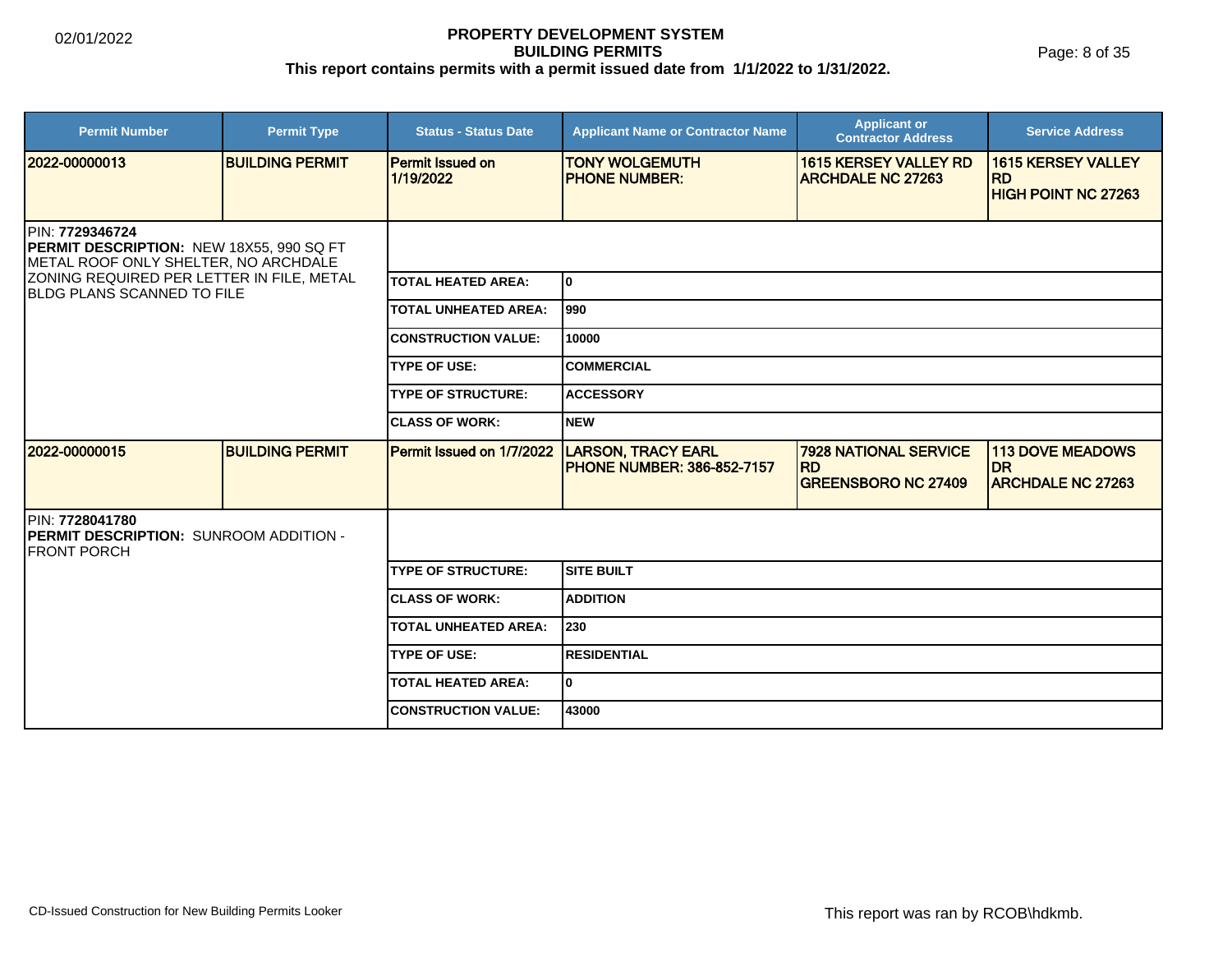# PROPERTY DEVELOPMENT SYSTEM
## BUILDING PERMITS
### This report contains permits with a permit issued date from 1/1/2022 to 1/31/2022.

02/01/2022

| Permit Number | Permit Type | Status - Status Date | Applicant Name or Contractor Name | Applicant or Contractor Address | Service Address |
|---|---|---|---|---|---|
| 2022-00000013 | BUILDING PERMIT | Permit Issued on 1/19/2022 | TONY WOLGEMUTH<br>PHONE NUMBER: | 1615 KERSEY VALLEY RD<br>ARCHDALE NC 27263 | 1615 KERSEY VALLEY RD<br>HIGH POINT NC 27263 |

PIN: **7729346724**
**PERMIT DESCRIPTION:** NEW 18X55, 990 SQ FT METAL ROOF ONLY SHELTER, NO ARCHDALE ZONING REQUIRED PER LETTER IN FILE, METAL BLDG PLANS SCANNED TO FILE

| | |
|---|---|
| TOTAL HEATED AREA: | 0 |
| TOTAL UNHEATED AREA: | 990 |
| CONSTRUCTION VALUE: | 10000 |
| TYPE OF USE: | COMMERCIAL |
| TYPE OF STRUCTURE: | ACCESSORY |
| CLASS OF WORK: | NEW |

| Permit Number | Permit Type | Status - Status Date | Applicant Name or Contractor Name | Applicant or Contractor Address | Service Address |
|---|---|---|---|---|---|
| 2022-00000015 | BUILDING PERMIT | Permit Issued on 1/7/2022 | LARSON, TRACY EARL<br>PHONE NUMBER: 386-852-7157 | 7928 NATIONAL SERVICE RD<br>GREENSBORO NC 27409 | 113 DOVE MEADOWS DR<br>ARCHDALE NC 27263 |

PIN: **7728041780**
**PERMIT DESCRIPTION:** SUNROOM ADDITION - FRONT PORCH

| | |
|---|---|
| TYPE OF STRUCTURE: | SITE BUILT |
| CLASS OF WORK: | ADDITION |
| TOTAL UNHEATED AREA: | 230 |
| TYPE OF USE: | RESIDENTIAL |
| TOTAL HEATED AREA: | 0 |
| CONSTRUCTION VALUE: | 43000 |

CD-Issued Construction for New Building Permits Looker

This report was ran by RCOB\hdkmb.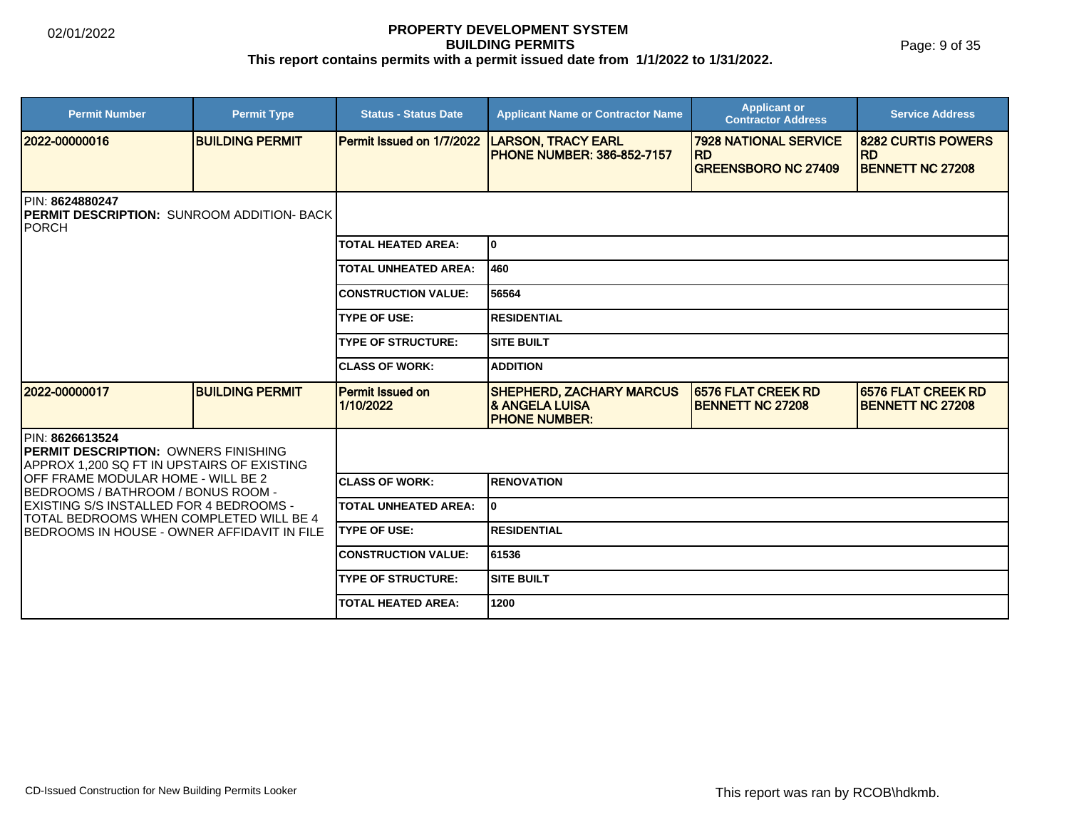# PROPERTY DEVELOPMENT SYSTEM
## BUILDING PERMITS
**This report contains permits with a permit issued date from 1/1/2022 to 1/31/2022.**

02/01/2022

| Permit Number | Permit Type | Status - Status Date | Applicant Name or Contractor Name | Applicant or Contractor Address | Service Address |
|---|---|---|---|---|---|
| 2022-00000016 | BUILDING PERMIT | Permit Issued on 1/7/2022 | LARSON, TRACY EARL<br>PHONE NUMBER: 386-852-7157 | 7928 NATIONAL SERVICE RD<br>GREENSBORO NC 27409 | 8282 CURTIS POWERS RD<br>BENNETT NC 27208 |

PIN: **8624880247**
**PERMIT DESCRIPTION:** SUNROOM ADDITION- BACK PORCH

| | |
|---|---|
| TOTAL HEATED AREA: | 0 |
| TOTAL UNHEATED AREA: | 460 |
| CONSTRUCTION VALUE: | 56564 |
| TYPE OF USE: | RESIDENTIAL |
| TYPE OF STRUCTURE: | SITE BUILT |
| CLASS OF WORK: | ADDITION |

| Permit Number | Permit Type | Status - Status Date | Applicant Name or Contractor Name | Applicant or Contractor Address | Service Address |
|---|---|---|---|---|---|
| 2022-00000017 | BUILDING PERMIT | Permit Issued on 1/10/2022 | SHEPHERD, ZACHARY MARCUS & ANGELA LUISA<br>PHONE NUMBER: | 6576 FLAT CREEK RD<br>BENNETT NC 27208 | 6576 FLAT CREEK RD<br>BENNETT NC 27208 |

PIN: **8626613524**
**PERMIT DESCRIPTION:** OWNERS FINISHING APPROX 1,200 SQ FT IN UPSTAIRS OF EXISTING OFF FRAME MODULAR HOME - WILL BE 2 BEDROOMS / BATHROOM / BONUS ROOM - EXISTING S/S INSTALLED FOR 4 BEDROOMS - TOTAL BEDROOMS WHEN COMPLETED WILL BE 4 BEDROOMS IN HOUSE - OWNER AFFIDAVIT IN FILE

| | |
|---|---|
| CLASS OF WORK: | RENOVATION |
| TOTAL UNHEATED AREA: | 0 |
| TYPE OF USE: | RESIDENTIAL |
| CONSTRUCTION VALUE: | 61536 |
| TYPE OF STRUCTURE: | SITE BUILT |
| TOTAL HEATED AREA: | 1200 |

CD-Issued Construction for New Building Permits Looker

This report was ran by RCOB\hdkmb.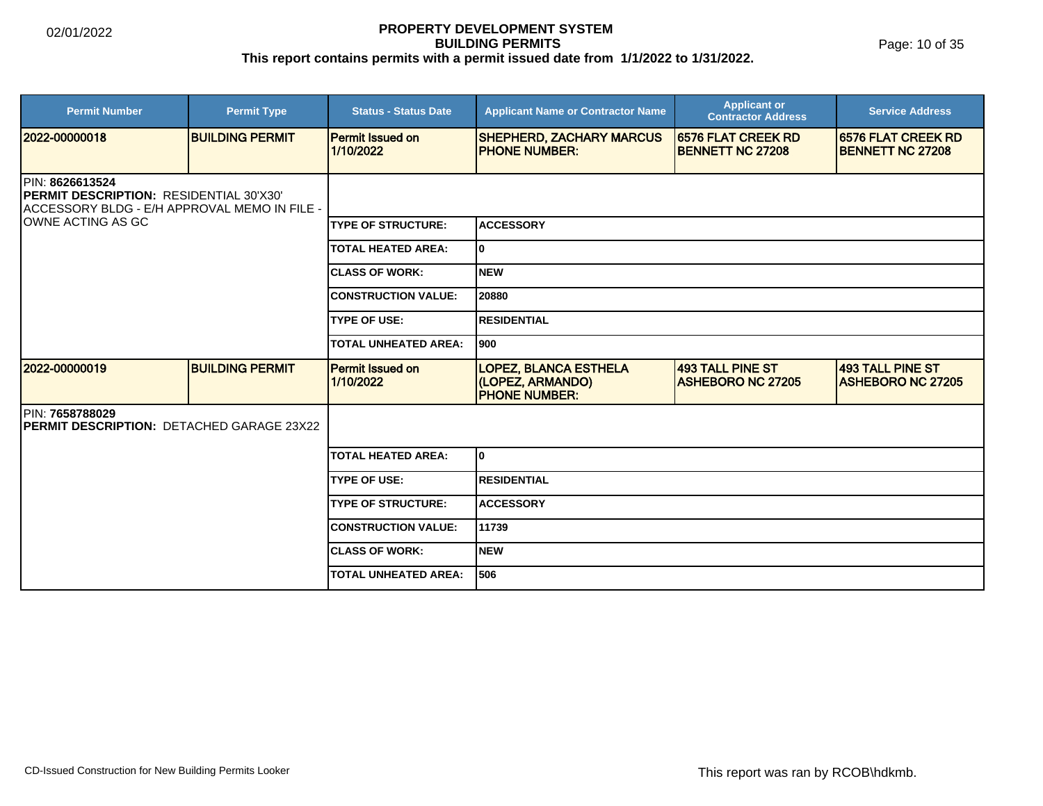# PROPERTY DEVELOPMENT SYSTEM
## BUILDING PERMITS
**This report contains permits with a permit issued date from 1/1/2022 to 1/31/2022.**

| Permit Number | Permit Type | Status - Status Date | Applicant Name or Contractor Name | Applicant or Contractor Address | Service Address |
|---|---|---|---|---|---|
| 2022-00000018 | BUILDING PERMIT | Permit Issued on 1/10/2022 | SHEPHERD, ZACHARY MARCUS<br>PHONE NUMBER: | 6576 FLAT CREEK RD<br>BENNETT NC 27208 | 6576 FLAT CREEK RD<br>BENNETT NC 27208 |

PIN: **8626613524**
**PERMIT DESCRIPTION:** RESIDENTIAL 30'X30' ACCESSORY BLDG - E/H APPROVAL MEMO IN FILE - OWNE ACTING AS GC

| | |
|---|---|
| TYPE OF STRUCTURE: | ACCESSORY |
| TOTAL HEATED AREA: | 0 |
| CLASS OF WORK: | NEW |
| CONSTRUCTION VALUE: | 20880 |
| TYPE OF USE: | RESIDENTIAL |
| TOTAL UNHEATED AREA: | 900 |

| Permit Number | Permit Type | Status - Status Date | Applicant Name or Contractor Name | Applicant or Contractor Address | Service Address |
|---|---|---|---|---|---|
| 2022-00000019 | BUILDING PERMIT | Permit Issued on 1/10/2022 | LOPEZ, BLANCA ESTHELA<br>(LOPEZ, ARMANDO)<br>PHONE NUMBER: | 493 TALL PINE ST<br>ASHEBORO NC 27205 | 493 TALL PINE ST<br>ASHEBORO NC 27205 |

PIN: **7658788029**
**PERMIT DESCRIPTION:** DETACHED GARAGE 23X22

| | |
|---|---|
| TOTAL HEATED AREA: | 0 |
| TYPE OF USE: | RESIDENTIAL |
| TYPE OF STRUCTURE: | ACCESSORY |
| CONSTRUCTION VALUE: | 11739 |
| CLASS OF WORK: | NEW |
| TOTAL UNHEATED AREA: | 506 |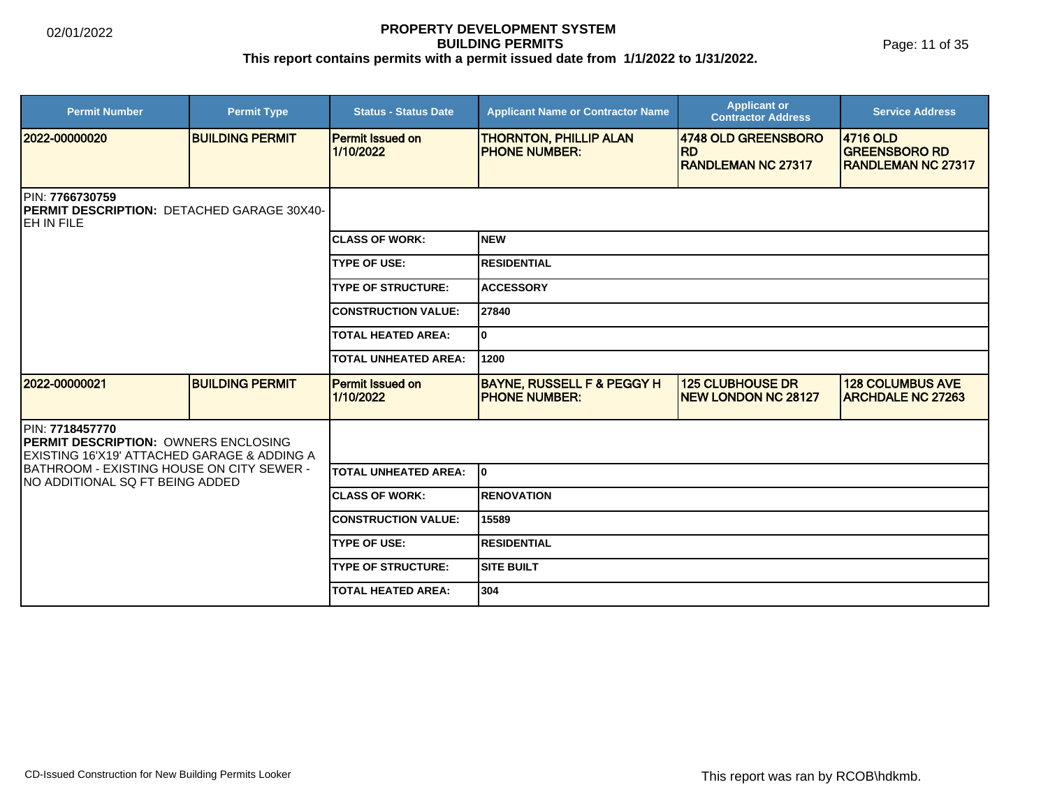# PROPERTY DEVELOPMENT SYSTEM
## BUILDING PERMITS
### This report contains permits with a permit issued date from 1/1/2022 to 1/31/2022.

| Permit Number | Permit Type | Status - Status Date | Applicant Name or Contractor Name | Applicant or Contractor Address | Service Address |
|---|---|---|---|---|---|
| 2022-00000020 | BUILDING PERMIT | Permit Issued on 1/10/2022 | THORNTON, PHILLIP ALAN PHONE NUMBER: | 4748 OLD GREENSBORO RD RANDLEMAN NC 27317 | 4716 OLD GREENSBORO RD RANDLEMAN NC 27317 |

PIN: **7766730759**
**PERMIT DESCRIPTION:** DETACHED GARAGE 30X40- EH IN FILE

| | |
|---|---|
| CLASS OF WORK: | NEW |
| TYPE OF USE: | RESIDENTIAL |
| TYPE OF STRUCTURE: | ACCESSORY |
| CONSTRUCTION VALUE: | 27840 |
| TOTAL HEATED AREA: | 0 |
| TOTAL UNHEATED AREA: | 1200 |

| Permit Number | Permit Type | Status - Status Date | Applicant Name or Contractor Name | Applicant or Contractor Address | Service Address |
|---|---|---|---|---|---|
| 2022-00000021 | BUILDING PERMIT | Permit Issued on 1/10/2022 | BAYNE, RUSSELL F & PEGGY H PHONE NUMBER: | 125 CLUBHOUSE DR NEW LONDON NC 28127 | 128 COLUMBUS AVE ARCHDALE NC 27263 |

PIN: **7718457770**
**PERMIT DESCRIPTION:** OWNERS ENCLOSING EXISTING 16'X19' ATTACHED GARAGE & ADDING A BATHROOM - EXISTING HOUSE ON CITY SEWER - NO ADDITIONAL SQ FT BEING ADDED

| | |
|---|---|
| TOTAL UNHEATED AREA: | 0 |
| CLASS OF WORK: | RENOVATION |
| CONSTRUCTION VALUE: | 15589 |
| TYPE OF USE: | RESIDENTIAL |
| TYPE OF STRUCTURE: | SITE BUILT |
| TOTAL HEATED AREA: | 304 |

CD-Issued Construction for New Building Permits Looker

This report was ran by RCOB\hdkmb.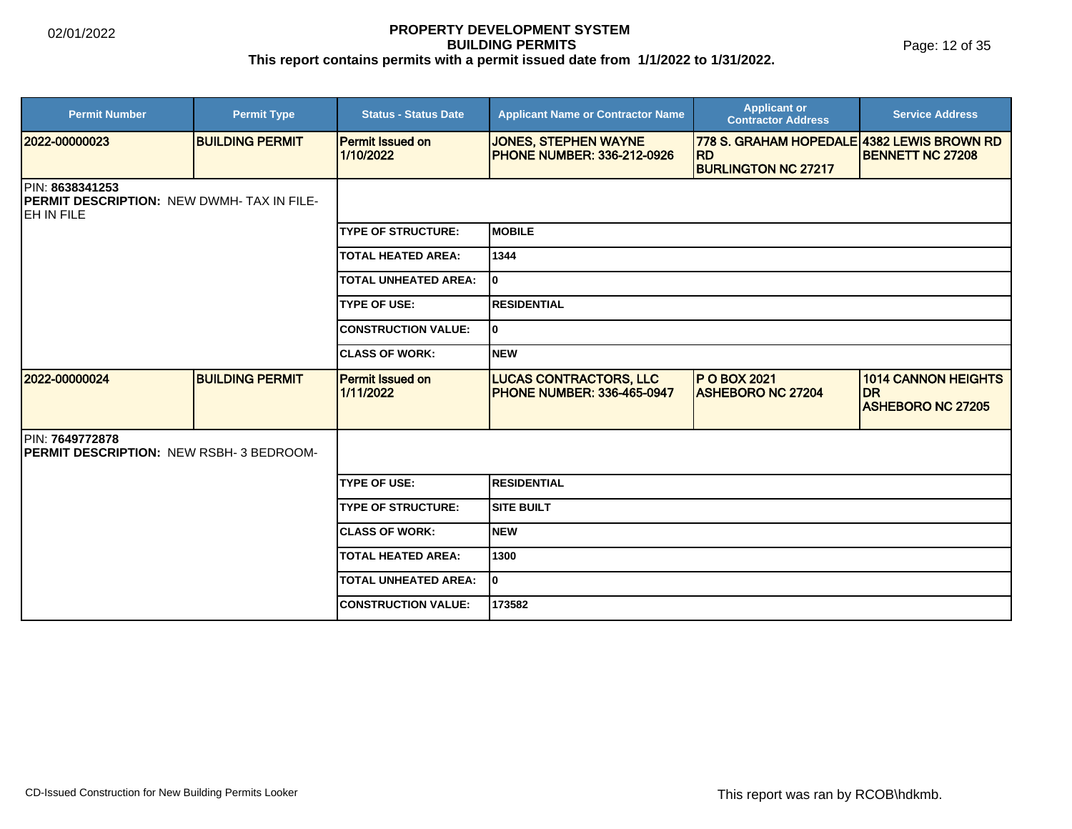# PROPERTY DEVELOPMENT SYSTEM
## BUILDING PERMITS
### This report contains permits with a permit issued date from 1/1/2022 to 1/31/2022.

| Permit Number | Permit Type | Status - Status Date | Applicant Name or Contractor Name | Applicant or Contractor Address | Service Address |
|---|---|---|---|---|---|
| **2022-00000023** | **BUILDING PERMIT** | Permit Issued on 1/10/2022 | JONES, STEPHEN WAYNE PHONE NUMBER: 336-212-0926 | 778 S. GRAHAM HOPEDALE RD BURLINGTON NC 27217 | 4382 LEWIS BROWN RD BENNETT NC 27208 |

PIN: **8638341253**
**PERMIT DESCRIPTION:** NEW DWMH- TAX IN FILE- EH IN FILE

| | |
|---|---|
| TYPE OF STRUCTURE: | MOBILE |
| TOTAL HEATED AREA: | 1344 |
| TOTAL UNHEATED AREA: | 0 |
| TYPE OF USE: | RESIDENTIAL |
| CONSTRUCTION VALUE: | 0 |
| CLASS OF WORK: | NEW |

| Permit Number | Permit Type | Status - Status Date | Applicant Name or Contractor Name | Applicant or Contractor Address | Service Address |
|---|---|---|---|---|---|
| **2022-00000024** | **BUILDING PERMIT** | Permit Issued on 1/11/2022 | LUCAS CONTRACTORS, LLC PHONE NUMBER: 336-465-0947 | P O BOX 2021 ASHEBORO NC 27204 | 1014 CANNON HEIGHTS DR ASHEBORO NC 27205 |

PIN: **7649772878**
**PERMIT DESCRIPTION:** NEW RSBH- 3 BEDROOM-

| | |
|---|---|
| TYPE OF USE: | RESIDENTIAL |
| TYPE OF STRUCTURE: | SITE BUILT |
| CLASS OF WORK: | NEW |
| TOTAL HEATED AREA: | 1300 |
| TOTAL UNHEATED AREA: | 0 |
| CONSTRUCTION VALUE: | 173582 |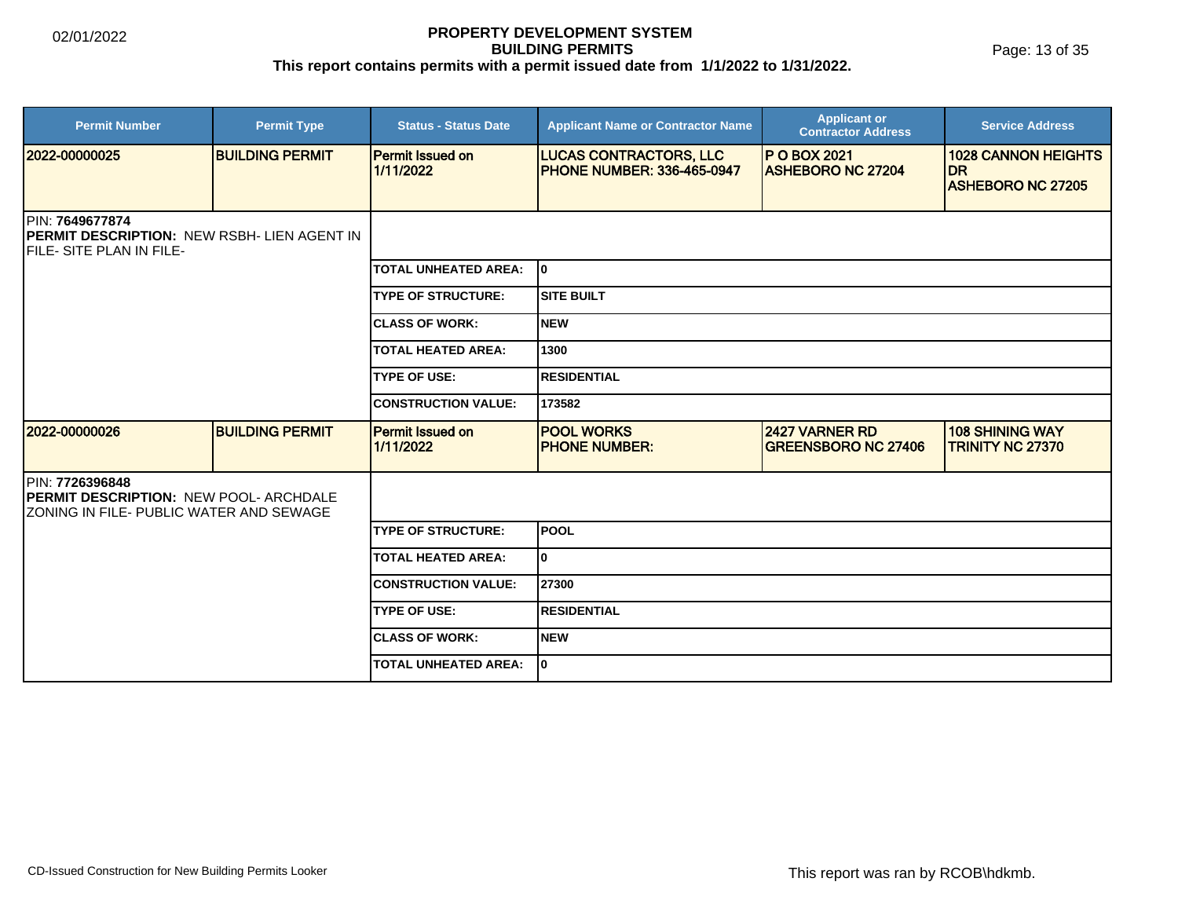**PROPERTY DEVELOPMENT SYSTEM**
**BUILDING PERMITS**
**This report contains permits with a permit issued date from 1/1/2022 to 1/31/2022.**

| Permit Number | Permit Type | Status - Status Date | Applicant Name or Contractor Name | Applicant or Contractor Address | Service Address |
|---|---|---|---|---|---|
| 2022-00000025 | BUILDING PERMIT | Permit Issued on 1/11/2022 | LUCAS CONTRACTORS, LLC PHONE NUMBER: 336-465-0947 | P O BOX 2021 ASHEBORO NC 27204 | 1028 CANNON HEIGHTS DR ASHEBORO NC 27205 |

PIN: **7649677874**
**PERMIT DESCRIPTION:** NEW RSBH- LIEN AGENT IN FILE- SITE PLAN IN FILE-

| | |
|---|---|
| TOTAL UNHEATED AREA: | 0 |
| TYPE OF STRUCTURE: | SITE BUILT |
| CLASS OF WORK: | NEW |
| TOTAL HEATED AREA: | 1300 |
| TYPE OF USE: | RESIDENTIAL |
| CONSTRUCTION VALUE: | 173582 |

| Permit Number | Permit Type | Status - Status Date | Applicant Name or Contractor Name | Applicant or Contractor Address | Service Address |
|---|---|---|---|---|---|
| 2022-00000026 | BUILDING PERMIT | Permit Issued on 1/11/2022 | POOL WORKS PHONE NUMBER: | 2427 VARNER RD GREENSBORO NC 27406 | 108 SHINING WAY TRINITY NC 27370 |

PIN: **7726396848**
**PERMIT DESCRIPTION:** NEW POOL- ARCHDALE ZONING IN FILE- PUBLIC WATER AND SEWAGE

| | |
|---|---|
| TYPE OF STRUCTURE: | POOL |
| TOTAL HEATED AREA: | 0 |
| CONSTRUCTION VALUE: | 27300 |
| TYPE OF USE: | RESIDENTIAL |
| CLASS OF WORK: | NEW |
| TOTAL UNHEATED AREA: | 0 |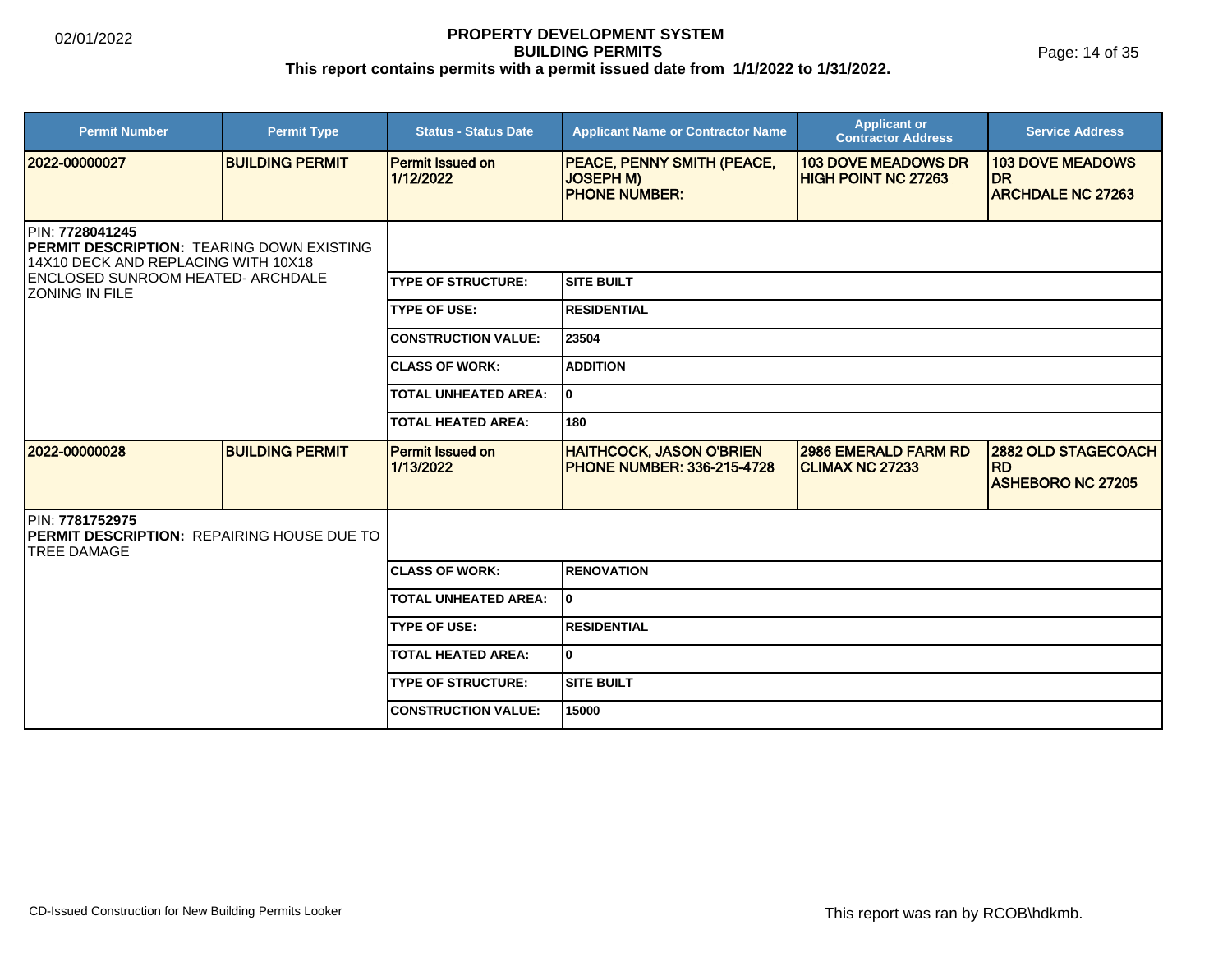# PROPERTY DEVELOPMENT SYSTEM
## BUILDING PERMITS
**This report contains permits with a permit issued date from 1/1/2022 to 1/31/2022.**

02/01/2022

| Permit Number | Permit Type | Status - Status Date | Applicant Name or Contractor Name | Applicant or Contractor Address | Service Address |
|---|---|---|---|---|---|
| 2022-00000027 | BUILDING PERMIT | Permit Issued on 1/12/2022 | PEACE, PENNY SMITH (PEACE, JOSEPH M) PHONE NUMBER: | 103 DOVE MEADOWS DR HIGH POINT NC 27263 | 103 DOVE MEADOWS DR ARCHDALE NC 27263 |

PIN: **7728041245**
**PERMIT DESCRIPTION:** TEARING DOWN EXISTING 14X10 DECK AND REPLACING WITH 10X18 ENCLOSED SUNROOM HEATED- ARCHDALE ZONING IN FILE

| Field | Value |
|---|---|
| TYPE OF STRUCTURE: | SITE BUILT |
| TYPE OF USE: | RESIDENTIAL |
| CONSTRUCTION VALUE: | 23504 |
| CLASS OF WORK: | ADDITION |
| TOTAL UNHEATED AREA: | 0 |
| TOTAL HEATED AREA: | 180 |

| Permit Number | Permit Type | Status - Status Date | Applicant Name or Contractor Name | Applicant or Contractor Address | Service Address |
|---|---|---|---|---|---|
| 2022-00000028 | BUILDING PERMIT | Permit Issued on 1/13/2022 | HAITHCOCK, JASON O'BRIEN PHONE NUMBER: 336-215-4728 | 2986 EMERALD FARM RD CLIMAX NC 27233 | 2882 OLD STAGECOACH RD ASHEBORO NC 27205 |

PIN: **7781752975**
**PERMIT DESCRIPTION:** REPAIRING HOUSE DUE TO TREE DAMAGE

| Field | Value |
|---|---|
| CLASS OF WORK: | RENOVATION |
| TOTAL UNHEATED AREA: | 0 |
| TYPE OF USE: | RESIDENTIAL |
| TOTAL HEATED AREA: | 0 |
| TYPE OF STRUCTURE: | SITE BUILT |
| CONSTRUCTION VALUE: | 15000 |

CD-Issued Construction for New Building Permits Looker

This report was ran by RCOB\hdkmb.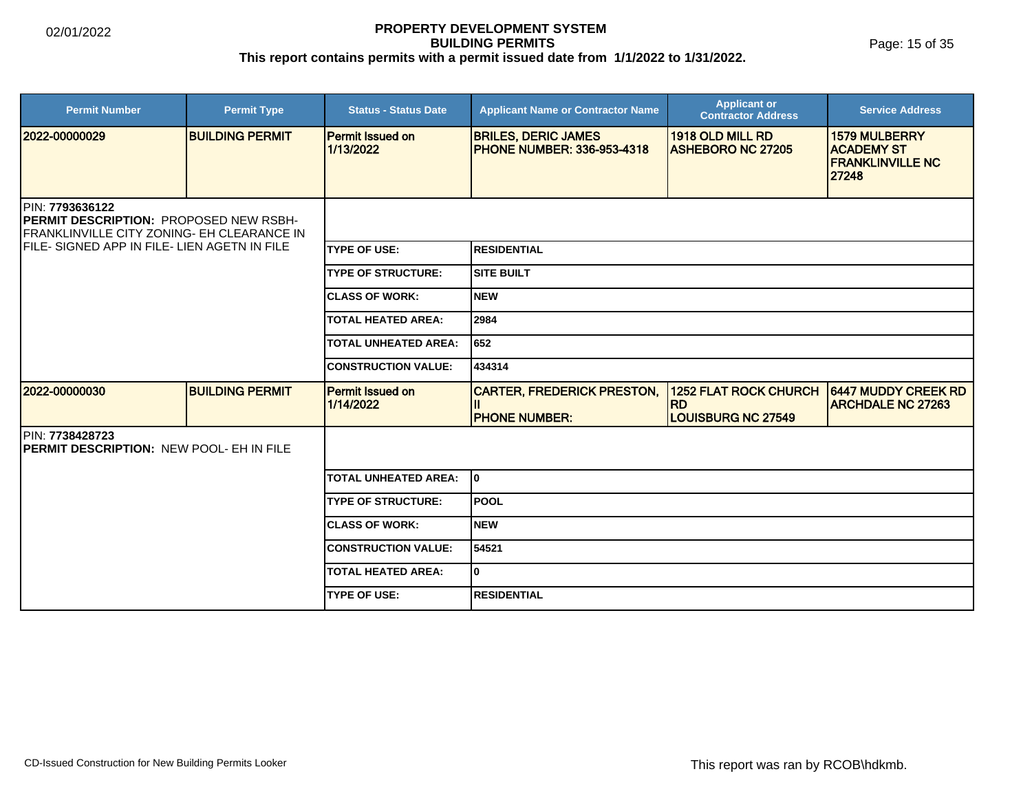# PROPERTY DEVELOPMENT SYSTEM
## BUILDING PERMITS
**This report contains permits with a permit issued date from 1/1/2022 to 1/31/2022.**

02/01/2022

| Permit Number | Permit Type | Status - Status Date | Applicant Name or Contractor Name | Applicant or Contractor Address | Service Address |
|---|---|---|---|---|---|
| 2022-00000029 | BUILDING PERMIT | Permit Issued on 1/13/2022 | BRILES, DERIC JAMES<br>PHONE NUMBER: 336-953-4318 | 1918 OLD MILL RD<br>ASHEBORO NC 27205 | 1579 MULBERRY ACADEMY ST<br>FRANKLINVILLE NC 27248 |

PIN: **7793636122**
**PERMIT DESCRIPTION:** PROPOSED NEW RSBH-FRANKLINVILLE CITY ZONING- EH CLEARANCE IN FILE- SIGNED APP IN FILE- LIEN AGETN IN FILE

| | |
|---|---|
| TYPE OF USE: | RESIDENTIAL |
| TYPE OF STRUCTURE: | SITE BUILT |
| CLASS OF WORK: | NEW |
| TOTAL HEATED AREA: | 2984 |
| TOTAL UNHEATED AREA: | 652 |
| CONSTRUCTION VALUE: | 434314 |

| Permit Number | Permit Type | Status - Status Date | Applicant Name or Contractor Name | Applicant or Contractor Address | Service Address |
|---|---|---|---|---|---|
| 2022-00000030 | BUILDING PERMIT | Permit Issued on 1/14/2022 | CARTER, FREDERICK PRESTON, II<br>PHONE NUMBER: | 1252 FLAT ROCK CHURCH RD<br>LOUISBURG NC 27549 | 6447 MUDDY CREEK RD<br>ARCHDALE NC 27263 |

PIN: **7738428723**
**PERMIT DESCRIPTION:** NEW POOL- EH IN FILE

| | |
|---|---|
| TOTAL UNHEATED AREA: | 0 |
| TYPE OF STRUCTURE: | POOL |
| CLASS OF WORK: | NEW |
| CONSTRUCTION VALUE: | 54521 |
| TOTAL HEATED AREA: | 0 |
| TYPE OF USE: | RESIDENTIAL |

CD-Issued Construction for New Building Permits Looker

This report was ran by RCOB\hdkmb.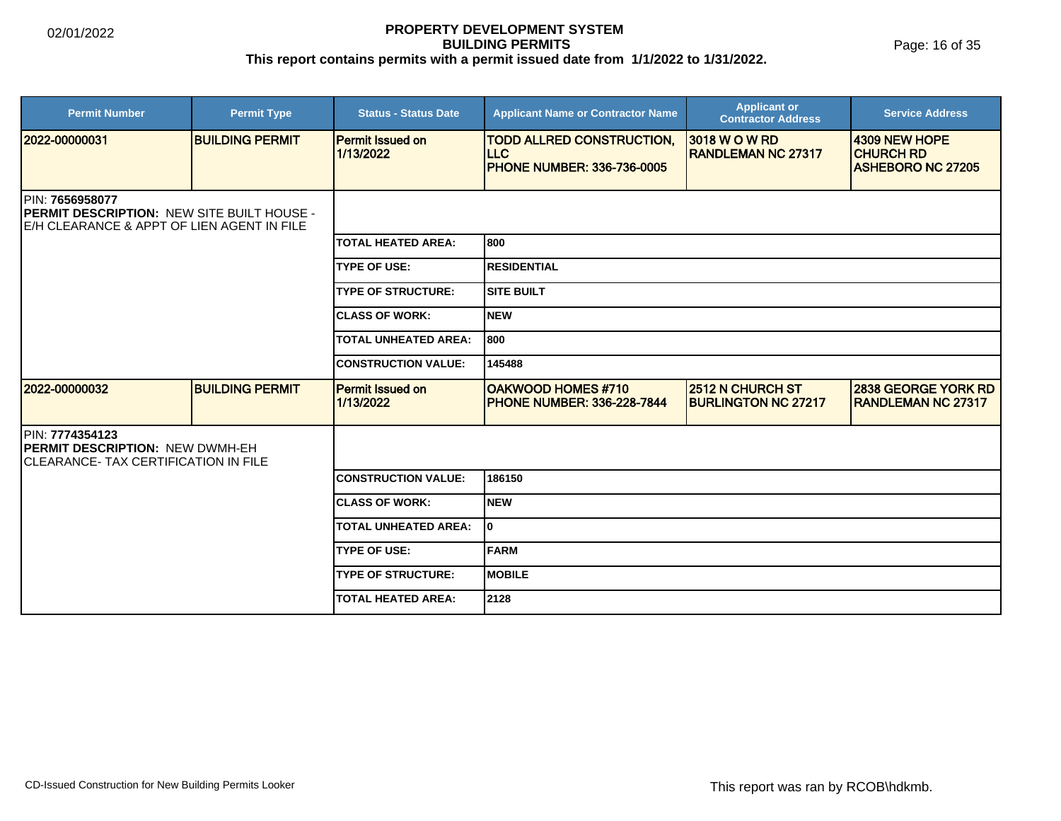# PROPERTY DEVELOPMENT SYSTEM
## BUILDING PERMITS
**This report contains permits with a permit issued date from 1/1/2022 to 1/31/2022.**

02/01/2022

| Permit Number | Permit Type | Status - Status Date | Applicant Name or Contractor Name | Applicant or Contractor Address | Service Address |
|---|---|---|---|---|---|
| 2022-00000031 | BUILDING PERMIT | Permit Issued on 1/13/2022 | TODD ALLRED CONSTRUCTION, LLC PHONE NUMBER: 336-736-0005 | 3018 W O W RD RANDLEMAN NC 27317 | 4309 NEW HOPE CHURCH RD ASHEBORO NC 27205 |

PIN: **7656958077**
**PERMIT DESCRIPTION:** NEW SITE BUILT HOUSE - E/H CLEARANCE & APPT OF LIEN AGENT IN FILE

| Field | Value |
|---|---|
| TOTAL HEATED AREA: | 800 |
| TYPE OF USE: | RESIDENTIAL |
| TYPE OF STRUCTURE: | SITE BUILT |
| CLASS OF WORK: | NEW |
| TOTAL UNHEATED AREA: | 800 |
| CONSTRUCTION VALUE: | 145488 |

| Permit Number | Permit Type | Status - Status Date | Applicant Name or Contractor Name | Applicant or Contractor Address | Service Address |
|---|---|---|---|---|---|
| 2022-00000032 | BUILDING PERMIT | Permit Issued on 1/13/2022 | OAKWOOD HOMES #710 PHONE NUMBER: 336-228-7844 | 2512 N CHURCH ST BURLINGTON NC 27217 | 2838 GEORGE YORK RD RANDLEMAN NC 27317 |

PIN: **7774354123**
**PERMIT DESCRIPTION:** NEW DWMH-EH CLEARANCE- TAX CERTIFICATION IN FILE

| Field | Value |
|---|---|
| CONSTRUCTION VALUE: | 186150 |
| CLASS OF WORK: | NEW |
| TOTAL UNHEATED AREA: | 0 |
| TYPE OF USE: | FARM |
| TYPE OF STRUCTURE: | MOBILE |
| TOTAL HEATED AREA: | 2128 |

CD-Issued Construction for New Building Permits Looker

This report was ran by RCOB\hdkmb.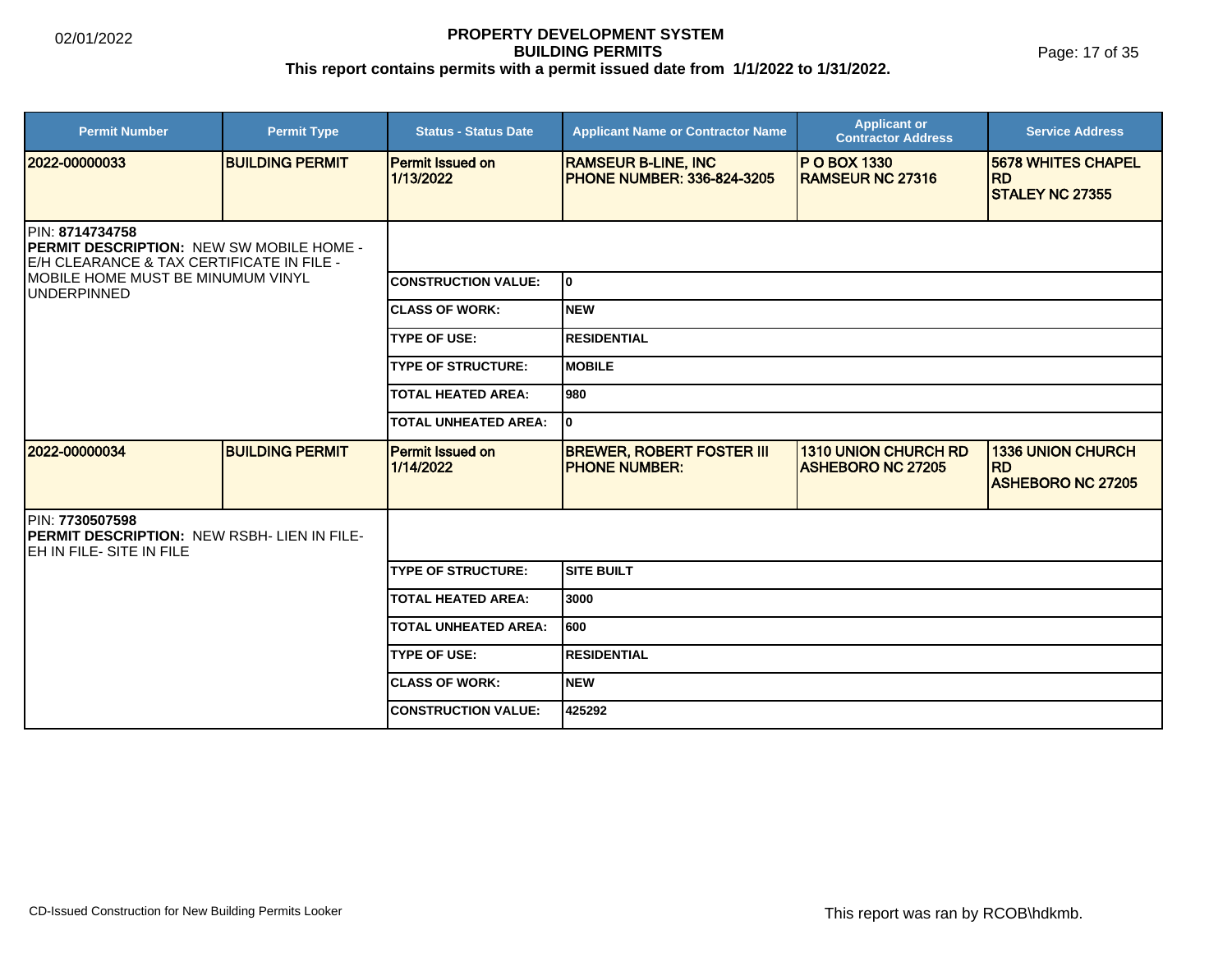# PROPERTY DEVELOPMENT SYSTEM
## BUILDING PERMITS
**This report contains permits with a permit issued date from 1/1/2022 to 1/31/2022.**

02/01/2022

| Permit Number | Permit Type | Status - Status Date | Applicant Name or Contractor Name | Applicant or Contractor Address | Service Address |
|---|---|---|---|---|---|
| 2022-00000033 | BUILDING PERMIT | Permit Issued on 1/13/2022 | RAMSEUR B-LINE, INC PHONE NUMBER: 336-824-3205 | P O BOX 1330 RAMSEUR NC 27316 | 5678 WHITES CHAPEL RD STALEY NC 27355 |

PIN: **8714734758**
**PERMIT DESCRIPTION:** NEW SW MOBILE HOME - E/H CLEARANCE & TAX CERTIFICATE IN FILE - MOBILE HOME MUST BE MINUMUM VINYL UNDERPINNED

| Field | Value |
|---|---|
| CONSTRUCTION VALUE: | 0 |
| CLASS OF WORK: | NEW |
| TYPE OF USE: | RESIDENTIAL |
| TYPE OF STRUCTURE: | MOBILE |
| TOTAL HEATED AREA: | 980 |
| TOTAL UNHEATED AREA: | 0 |

| Permit Number | Permit Type | Status - Status Date | Applicant Name or Contractor Name | Applicant or Contractor Address | Service Address |
|---|---|---|---|---|---|
| 2022-00000034 | BUILDING PERMIT | Permit Issued on 1/14/2022 | BREWER, ROBERT FOSTER III PHONE NUMBER: | 1310 UNION CHURCH RD ASHEBORO NC 27205 | 1336 UNION CHURCH RD ASHEBORO NC 27205 |

PIN: **7730507598**
**PERMIT DESCRIPTION:** NEW RSBH- LIEN IN FILE- EH IN FILE- SITE IN FILE

| Field | Value |
|---|---|
| TYPE OF STRUCTURE: | SITE BUILT |
| TOTAL HEATED AREA: | 3000 |
| TOTAL UNHEATED AREA: | 600 |
| TYPE OF USE: | RESIDENTIAL |
| CLASS OF WORK: | NEW |
| CONSTRUCTION VALUE: | 425292 |

CD-Issued Construction for New Building Permits Looker

This report was ran by RCOB\hdkmb.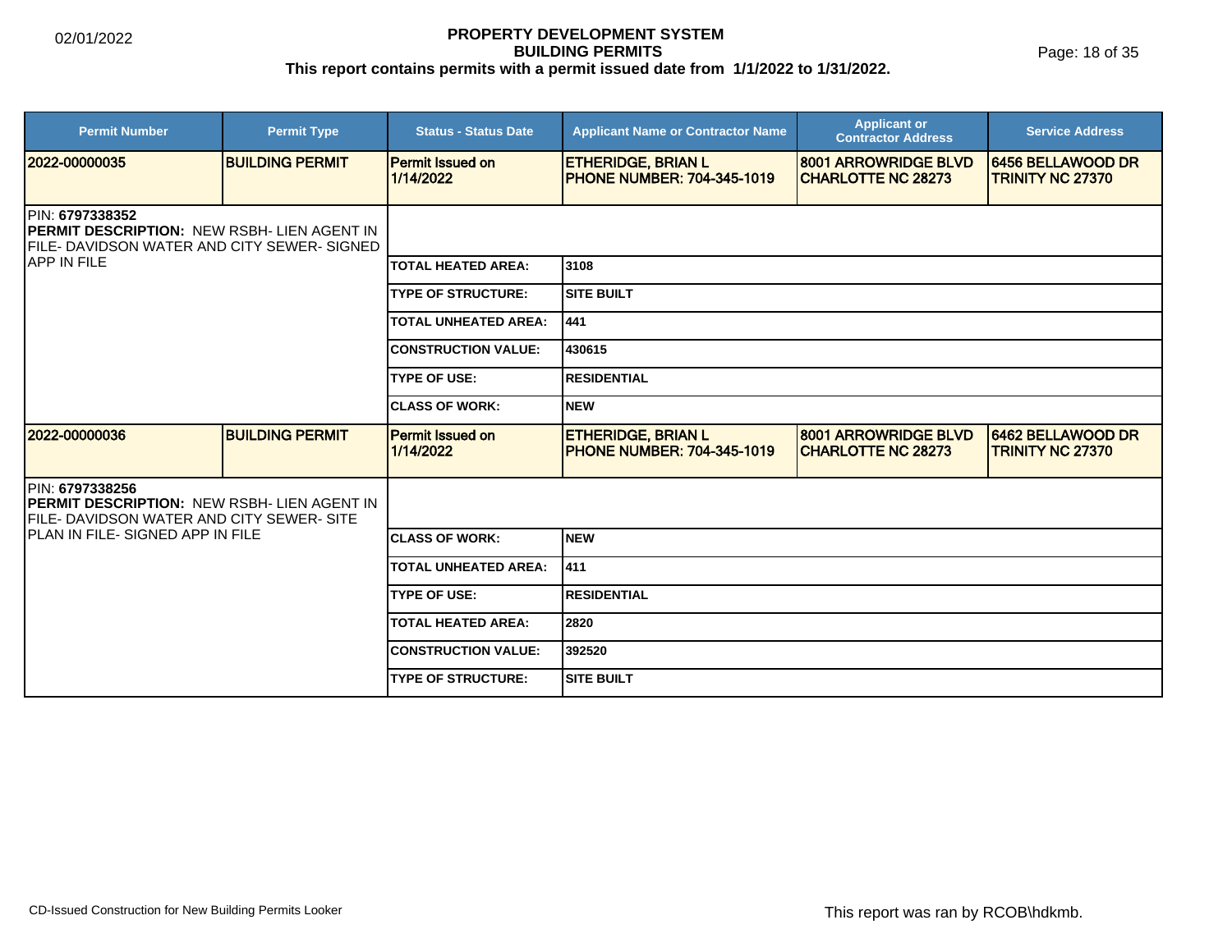**PROPERTY DEVELOPMENT SYSTEM**
**BUILDING PERMITS**
**This report contains permits with a permit issued date from 1/1/2022 to 1/31/2022.**

02/01/2022

| Permit Number | Permit Type | Status - Status Date | Applicant Name or Contractor Name | Applicant or Contractor Address | Service Address |
|---|---|---|---|---|---|
| 2022-00000035 | BUILDING PERMIT | Permit Issued on 1/14/2022 | ETHERIDGE, BRIAN L PHONE NUMBER: 704-345-1019 | 8001 ARROWRIDGE BLVD CHARLOTTE NC 28273 | 6456 BELLAWOOD DR TRINITY NC 27370 |

PIN: **6797338352**
**PERMIT DESCRIPTION:** NEW RSBH- LIEN AGENT IN FILE- DAVIDSON WATER AND CITY SEWER- SIGNED APP IN FILE

| Field | Value |
|---|---|
| TOTAL HEATED AREA: | 3108 |
| TYPE OF STRUCTURE: | SITE BUILT |
| TOTAL UNHEATED AREA: | 441 |
| CONSTRUCTION VALUE: | 430615 |
| TYPE OF USE: | RESIDENTIAL |
| CLASS OF WORK: | NEW |

| Permit Number | Permit Type | Status - Status Date | Applicant Name or Contractor Name | Applicant or Contractor Address | Service Address |
|---|---|---|---|---|---|
| 2022-00000036 | BUILDING PERMIT | Permit Issued on 1/14/2022 | ETHERIDGE, BRIAN L PHONE NUMBER: 704-345-1019 | 8001 ARROWRIDGE BLVD CHARLOTTE NC 28273 | 6462 BELLAWOOD DR TRINITY NC 27370 |

PIN: **6797338256**
**PERMIT DESCRIPTION:** NEW RSBH- LIEN AGENT IN FILE- DAVIDSON WATER AND CITY SEWER- SITE PLAN IN FILE- SIGNED APP IN FILE

| Field | Value |
|---|---|
| CLASS OF WORK: | NEW |
| TOTAL UNHEATED AREA: | 411 |
| TYPE OF USE: | RESIDENTIAL |
| TOTAL HEATED AREA: | 2820 |
| CONSTRUCTION VALUE: | 392520 |
| TYPE OF STRUCTURE: | SITE BUILT |

CD-Issued Construction for New Building Permits Looker

This report was ran by RCOB\hdkmb.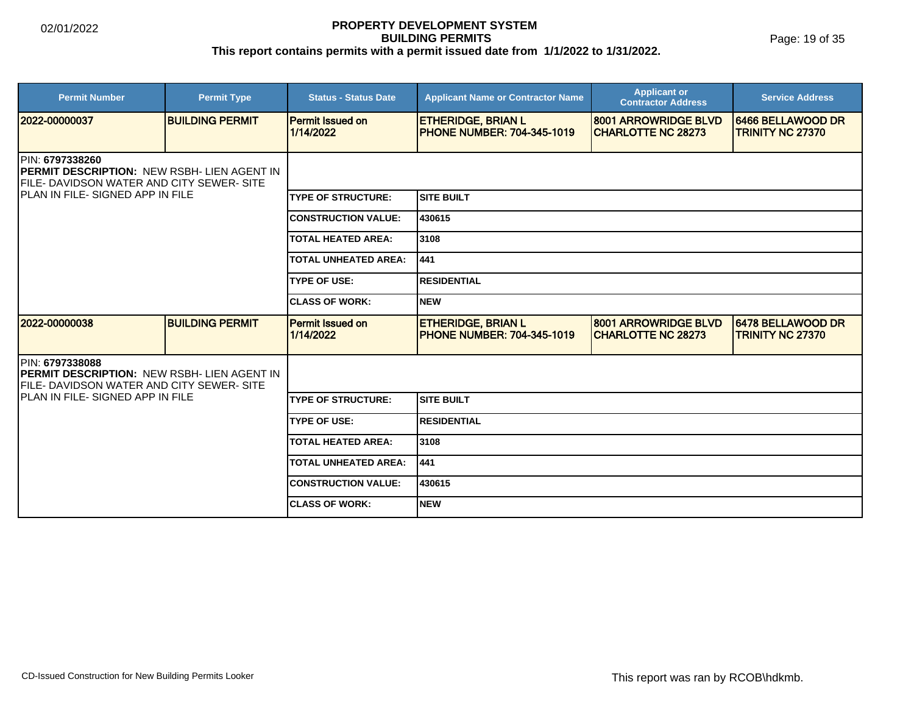# PROPERTY DEVELOPMENT SYSTEM
## BUILDING PERMITS
**This report contains permits with a permit issued date from 1/1/2022 to 1/31/2022.**

02/01/2022

| Permit Number | Permit Type | Status - Status Date | Applicant Name or Contractor Name | Applicant or Contractor Address | Service Address |
|---|---|---|---|---|---|
| 2022-00000037 | BUILDING PERMIT | Permit Issued on 1/14/2022 | ETHERIDGE, BRIAN L PHONE NUMBER: 704-345-1019 | 8001 ARROWRIDGE BLVD CHARLOTTE NC 28273 | 6466 BELLAWOOD DR TRINITY NC 27370 |

PIN: **6797338260**
**PERMIT DESCRIPTION:** NEW RSBH- LIEN AGENT IN FILE- DAVIDSON WATER AND CITY SEWER- SITE PLAN IN FILE- SIGNED APP IN FILE

| | |
|---|---|
| TYPE OF STRUCTURE: | SITE BUILT |
| CONSTRUCTION VALUE: | 430615 |
| TOTAL HEATED AREA: | 3108 |
| TOTAL UNHEATED AREA: | 441 |
| TYPE OF USE: | RESIDENTIAL |
| CLASS OF WORK: | NEW |

| Permit Number | Permit Type | Status - Status Date | Applicant Name or Contractor Name | Applicant or Contractor Address | Service Address |
|---|---|---|---|---|---|
| 2022-00000038 | BUILDING PERMIT | Permit Issued on 1/14/2022 | ETHERIDGE, BRIAN L PHONE NUMBER: 704-345-1019 | 8001 ARROWRIDGE BLVD CHARLOTTE NC 28273 | 6478 BELLAWOOD DR TRINITY NC 27370 |

PIN: **6797338088**
**PERMIT DESCRIPTION:** NEW RSBH- LIEN AGENT IN FILE- DAVIDSON WATER AND CITY SEWER- SITE PLAN IN FILE- SIGNED APP IN FILE

| | |
|---|---|
| TYPE OF STRUCTURE: | SITE BUILT |
| TYPE OF USE: | RESIDENTIAL |
| TOTAL HEATED AREA: | 3108 |
| TOTAL UNHEATED AREA: | 441 |
| CONSTRUCTION VALUE: | 430615 |
| CLASS OF WORK: | NEW |

CD-Issued Construction for New Building Permits Looker

This report was ran by RCOB\hdkmb.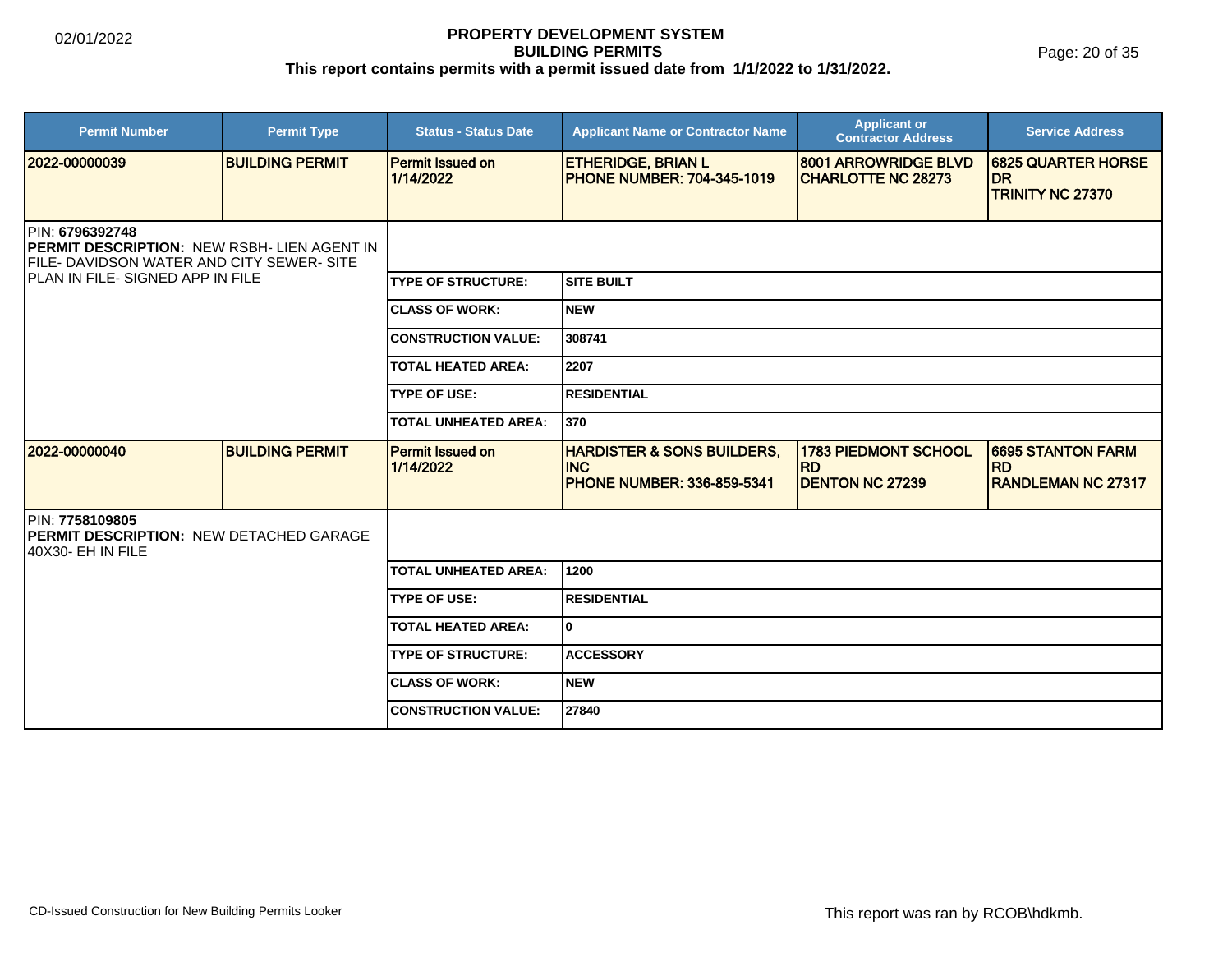**PROPERTY DEVELOPMENT SYSTEM**
**BUILDING PERMITS**
**This report contains permits with a permit issued date from 1/1/2022 to 1/31/2022.**

| Permit Number | Permit Type | Status - Status Date | Applicant Name or Contractor Name | Applicant or Contractor Address | Service Address |
|---|---|---|---|---|---|
| 2022-00000039 | BUILDING PERMIT | Permit Issued on 1/14/2022 | ETHERIDGE, BRIAN L PHONE NUMBER: 704-345-1019 | 8001 ARROWRIDGE BLVD CHARLOTTE NC 28273 | 6825 QUARTER HORSE DR TRINITY NC 27370 |

PIN: **6796392748**
**PERMIT DESCRIPTION:** NEW RSBH- LIEN AGENT IN FILE- DAVIDSON WATER AND CITY SEWER- SITE PLAN IN FILE- SIGNED APP IN FILE

| | |
|---|---|
| TYPE OF STRUCTURE: | SITE BUILT |
| CLASS OF WORK: | NEW |
| CONSTRUCTION VALUE: | 308741 |
| TOTAL HEATED AREA: | 2207 |
| TYPE OF USE: | RESIDENTIAL |
| TOTAL UNHEATED AREA: | 370 |

| Permit Number | Permit Type | Status - Status Date | Applicant Name or Contractor Name | Applicant or Contractor Address | Service Address |
|---|---|---|---|---|---|
| 2022-00000040 | BUILDING PERMIT | Permit Issued on 1/14/2022 | HARDISTER & SONS BUILDERS, INC PHONE NUMBER: 336-859-5341 | 1783 PIEDMONT SCHOOL RD DENTON NC 27239 | 6695 STANTON FARM RD RANDLEMAN NC 27317 |

PIN: **7758109805**
**PERMIT DESCRIPTION:** NEW DETACHED GARAGE 40X30- EH IN FILE

| | |
|---|---|
| TOTAL UNHEATED AREA: | 1200 |
| TYPE OF USE: | RESIDENTIAL |
| TOTAL HEATED AREA: | 0 |
| TYPE OF STRUCTURE: | ACCESSORY |
| CLASS OF WORK: | NEW |
| CONSTRUCTION VALUE: | 27840 |

CD-Issued Construction for New Building Permits Looker

This report was ran by RCOB\hdkmb.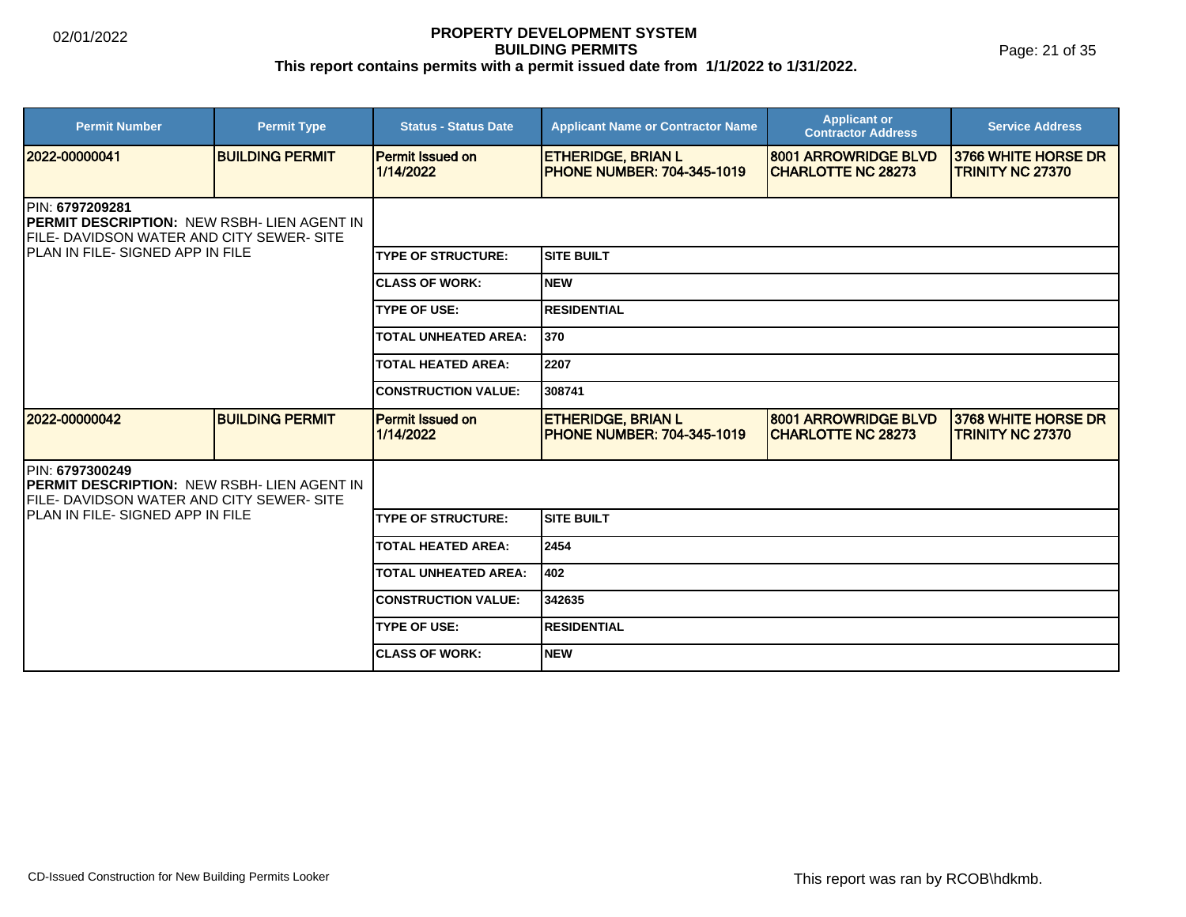# PROPERTY DEVELOPMENT SYSTEM
## BUILDING PERMITS
**This report contains permits with a permit issued date from 1/1/2022 to 1/31/2022.**

02/01/2022

| Permit Number | Permit Type | Status - Status Date | Applicant Name or Contractor Name | Applicant or Contractor Address | Service Address |
|---|---|---|---|---|---|
| 2022-00000041 | BUILDING PERMIT | Permit Issued on 1/14/2022 | ETHERIDGE, BRIAN L PHONE NUMBER: 704-345-1019 | 8001 ARROWRIDGE BLVD CHARLOTTE NC 28273 | 3766 WHITE HORSE DR TRINITY NC 27370 |

PIN: **6797209281**
**PERMIT DESCRIPTION:** NEW RSBH- LIEN AGENT IN FILE- DAVIDSON WATER AND CITY SEWER- SITE PLAN IN FILE- SIGNED APP IN FILE

| Field | Value |
|---|---|
| TYPE OF STRUCTURE: | SITE BUILT |
| CLASS OF WORK: | NEW |
| TYPE OF USE: | RESIDENTIAL |
| TOTAL UNHEATED AREA: | 370 |
| TOTAL HEATED AREA: | 2207 |
| CONSTRUCTION VALUE: | 308741 |

| Permit Number | Permit Type | Status - Status Date | Applicant Name or Contractor Name | Applicant or Contractor Address | Service Address |
|---|---|---|---|---|---|
| 2022-00000042 | BUILDING PERMIT | Permit Issued on 1/14/2022 | ETHERIDGE, BRIAN L PHONE NUMBER: 704-345-1019 | 8001 ARROWRIDGE BLVD CHARLOTTE NC 28273 | 3768 WHITE HORSE DR TRINITY NC 27370 |

PIN: **6797300249**
**PERMIT DESCRIPTION:** NEW RSBH- LIEN AGENT IN FILE- DAVIDSON WATER AND CITY SEWER- SITE PLAN IN FILE- SIGNED APP IN FILE

| Field | Value |
|---|---|
| TYPE OF STRUCTURE: | SITE BUILT |
| TOTAL HEATED AREA: | 2454 |
| TOTAL UNHEATED AREA: | 402 |
| CONSTRUCTION VALUE: | 342635 |
| TYPE OF USE: | RESIDENTIAL |
| CLASS OF WORK: | NEW |

CD-Issued Construction for New Building Permits Looker

This report was ran by RCOB\hdkmb.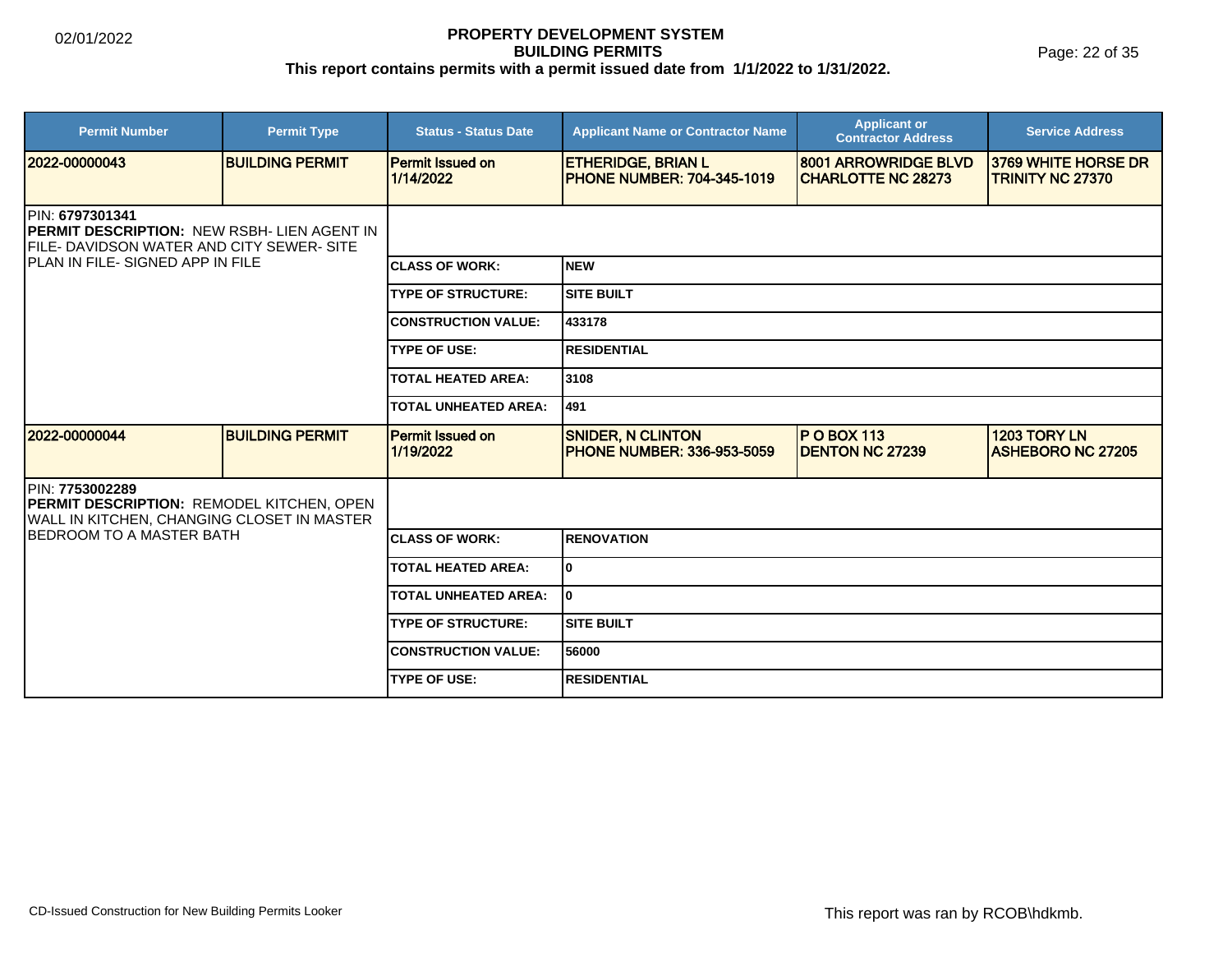# PROPERTY DEVELOPMENT SYSTEM
## BUILDING PERMITS
### This report contains permits with a permit issued date from 1/1/2022 to 1/31/2022.

02/01/2022

| Permit Number | Permit Type | Status - Status Date | Applicant Name or Contractor Name | Applicant or Contractor Address | Service Address |
|---|---|---|---|---|---|
| 2022-00000043 | BUILDING PERMIT | Permit Issued on 1/14/2022 | ETHERIDGE, BRIAN L PHONE NUMBER: 704-345-1019 | 8001 ARROWRIDGE BLVD CHARLOTTE NC 28273 | 3769 WHITE HORSE DR TRINITY NC 27370 |

PIN: **6797301341**
**PERMIT DESCRIPTION:** NEW RSBH- LIEN AGENT IN FILE- DAVIDSON WATER AND CITY SEWER- SITE PLAN IN FILE- SIGNED APP IN FILE

| | |
|---|---|
| CLASS OF WORK: | NEW |
| TYPE OF STRUCTURE: | SITE BUILT |
| CONSTRUCTION VALUE: | 433178 |
| TYPE OF USE: | RESIDENTIAL |
| TOTAL HEATED AREA: | 3108 |
| TOTAL UNHEATED AREA: | 491 |

| Permit Number | Permit Type | Status - Status Date | Applicant Name or Contractor Name | Applicant or Contractor Address | Service Address |
|---|---|---|---|---|---|
| 2022-00000044 | BUILDING PERMIT | Permit Issued on 1/19/2022 | SNIDER, N CLINTON PHONE NUMBER: 336-953-5059 | P O BOX 113 DENTON NC 27239 | 1203 TORY LN ASHEBORO NC 27205 |

PIN: **7753002289**
**PERMIT DESCRIPTION:** REMODEL KITCHEN, OPEN WALL IN KITCHEN, CHANGING CLOSET IN MASTER BEDROOM TO A MASTER BATH

| | |
|---|---|
| CLASS OF WORK: | RENOVATION |
| TOTAL HEATED AREA: | 0 |
| TOTAL UNHEATED AREA: | 0 |
| TYPE OF STRUCTURE: | SITE BUILT |
| CONSTRUCTION VALUE: | 56000 |
| TYPE OF USE: | RESIDENTIAL |

CD-Issued Construction for New Building Permits Looker

This report was ran by RCOB\hdkmb.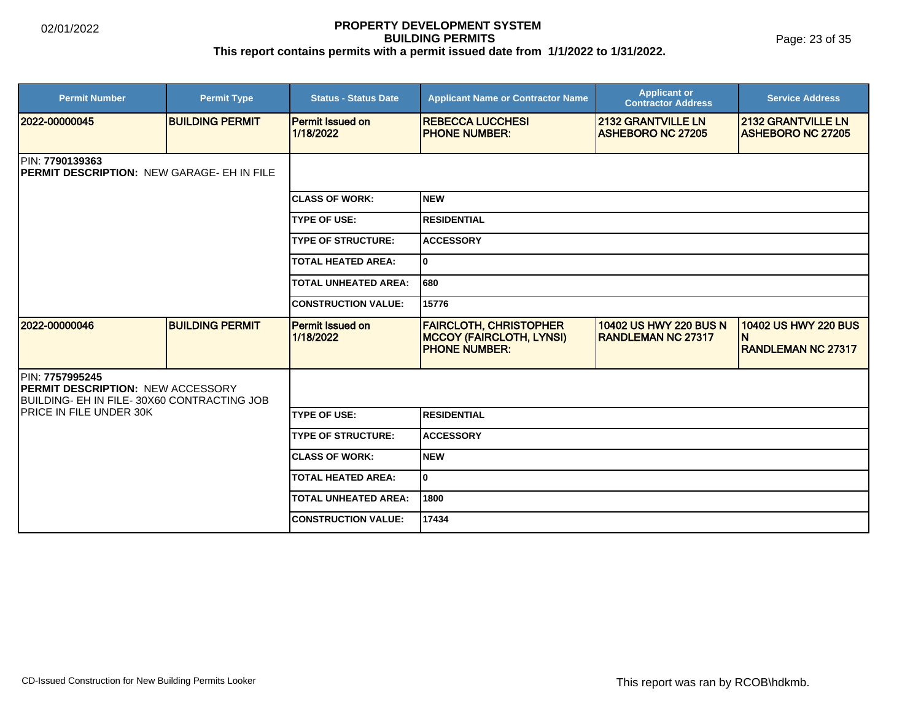# PROPERTY DEVELOPMENT SYSTEM
## BUILDING PERMITS
**This report contains permits with a permit issued date from 1/1/2022 to 1/31/2022.**

02/01/2022

| Permit Number | Permit Type | Status - Status Date | Applicant Name or Contractor Name | Applicant or Contractor Address | Service Address |
|---|---|---|---|---|---|
| **2022-00000045** | **BUILDING PERMIT** | **Permit Issued on 1/18/2022** | **REBECCA LUCCHESI**<br>**PHONE NUMBER:** | **2132 GRANTVILLE LN ASHEBORO NC 27205** | **2132 GRANTVILLE LN ASHEBORO NC 27205** |

PIN: **7790139363**
**PERMIT DESCRIPTION:** NEW GARAGE- EH IN FILE

| | |
|---|---|
| **CLASS OF WORK:** | **NEW** |
| **TYPE OF USE:** | **RESIDENTIAL** |
| **TYPE OF STRUCTURE:** | **ACCESSORY** |
| **TOTAL HEATED AREA:** | **0** |
| **TOTAL UNHEATED AREA:** | **680** |
| **CONSTRUCTION VALUE:** | **15776** |

| Permit Number | Permit Type | Status - Status Date | Applicant Name or Contractor Name | Applicant or Contractor Address | Service Address |
|---|---|---|---|---|---|
| **2022-00000046** | **BUILDING PERMIT** | **Permit Issued on 1/18/2022** | **FAIRCLOTH, CHRISTOPHER MCCOY (FAIRCLOTH, LYNSI)**<br>**PHONE NUMBER:** | **10402 US HWY 220 BUS N RANDLEMAN NC 27317** | **10402 US HWY 220 BUS N RANDLEMAN NC 27317** |

PIN: **7757995245**
**PERMIT DESCRIPTION:** NEW ACCESSORY BUILDING- EH IN FILE- 30X60 CONTRACTING JOB PRICE IN FILE UNDER 30K

| | |
|---|---|
| **TYPE OF USE:** | **RESIDENTIAL** |
| **TYPE OF STRUCTURE:** | **ACCESSORY** |
| **CLASS OF WORK:** | **NEW** |
| **TOTAL HEATED AREA:** | **0** |
| **TOTAL UNHEATED AREA:** | **1800** |
| **CONSTRUCTION VALUE:** | **17434** |

CD-Issued Construction for New Building Permits Looker

This report was ran by RCOB\hdkmb.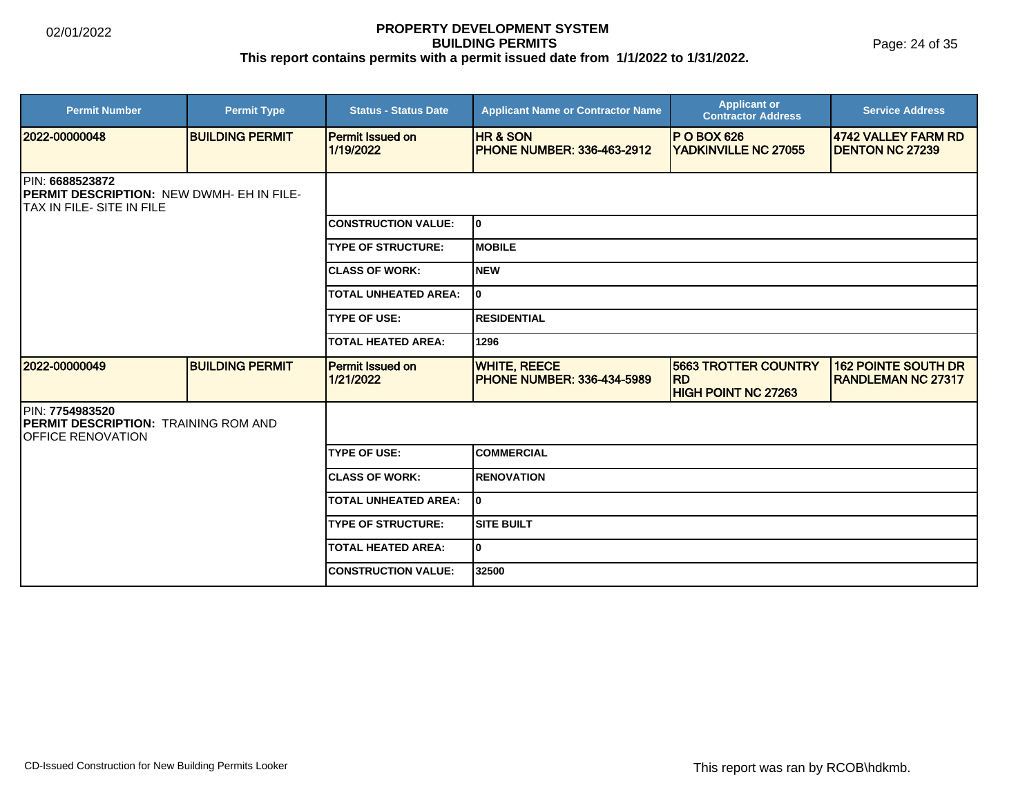# PROPERTY DEVELOPMENT SYSTEM
## BUILDING PERMITS
**This report contains permits with a permit issued date from 1/1/2022 to 1/31/2022.**

02/01/2022

| Permit Number | Permit Type | Status - Status Date | Applicant Name or Contractor Name | Applicant or Contractor Address | Service Address |
|---|---|---|---|---|---|
| 2022-00000048 | BUILDING PERMIT | Permit Issued on 1/19/2022 | HR & SON PHONE NUMBER: 336-463-2912 | P O BOX 626 YADKINVILLE NC 27055 | 4742 VALLEY FARM RD DENTON NC 27239 |

PIN: **6688523872**
**PERMIT DESCRIPTION:** NEW DWMH- EH IN FILE- TAX IN FILE- SITE IN FILE

| Field | Value |
|---|---|
| CONSTRUCTION VALUE: | 0 |
| TYPE OF STRUCTURE: | MOBILE |
| CLASS OF WORK: | NEW |
| TOTAL UNHEATED AREA: | 0 |
| TYPE OF USE: | RESIDENTIAL |
| TOTAL HEATED AREA: | 1296 |

| Permit Number | Permit Type | Status - Status Date | Applicant Name or Contractor Name | Applicant or Contractor Address | Service Address |
|---|---|---|---|---|---|
| 2022-00000049 | BUILDING PERMIT | Permit Issued on 1/21/2022 | WHITE, REECE PHONE NUMBER: 336-434-5989 | 5663 TROTTER COUNTRY RD HIGH POINT NC 27263 | 162 POINTE SOUTH DR RANDLEMAN NC 27317 |

PIN: **7754983520**
**PERMIT DESCRIPTION:** TRAINING ROM AND OFFICE RENOVATION

| Field | Value |
|---|---|
| TYPE OF USE: | COMMERCIAL |
| CLASS OF WORK: | RENOVATION |
| TOTAL UNHEATED AREA: | 0 |
| TYPE OF STRUCTURE: | SITE BUILT |
| TOTAL HEATED AREA: | 0 |
| CONSTRUCTION VALUE: | 32500 |

CD-Issued Construction for New Building Permits Looker

This report was ran by RCOB\hdkmb.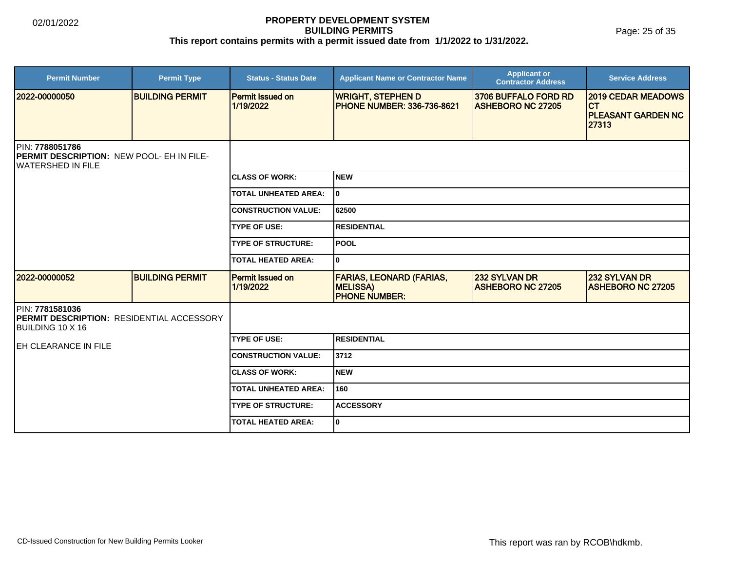# PROPERTY DEVELOPMENT SYSTEM
## BUILDING PERMITS
### This report contains permits with a permit issued date from 1/1/2022 to 1/31/2022.

02/01/2022

| Permit Number | Permit Type | Status - Status Date | Applicant Name or Contractor Name | Applicant or Contractor Address | Service Address |
|---|---|---|---|---|---|
| 2022-00000050 | BUILDING PERMIT | Permit Issued on 1/19/2022 | WRIGHT, STEPHEN D PHONE NUMBER: 336-736-8621 | 3706 BUFFALO FORD RD ASHEBORO NC 27205 | 2019 CEDAR MEADOWS CT PLEASANT GARDEN NC 27313 |

PIN: **7788051786**
**PERMIT DESCRIPTION:** NEW POOL- EH IN FILE- WATERSHED IN FILE

| | |
|---|---|
| CLASS OF WORK: | NEW |
| TOTAL UNHEATED AREA: | 0 |
| CONSTRUCTION VALUE: | 62500 |
| TYPE OF USE: | RESIDENTIAL |
| TYPE OF STRUCTURE: | POOL |
| TOTAL HEATED AREA: | 0 |

| Permit Number | Permit Type | Status - Status Date | Applicant Name or Contractor Name | Applicant or Contractor Address | Service Address |
|---|---|---|---|---|---|
| 2022-00000052 | BUILDING PERMIT | Permit Issued on 1/19/2022 | FARIAS, LEONARD (FARIAS, MELISSA) PHONE NUMBER: | 232 SYLVAN DR ASHEBORO NC 27205 | 232 SYLVAN DR ASHEBORO NC 27205 |

PIN: **7781581036**
**PERMIT DESCRIPTION:** RESIDENTIAL ACCESSORY BUILDING 10 X 16

EH CLEARANCE IN FILE

| | |
|---|---|
| TYPE OF USE: | RESIDENTIAL |
| CONSTRUCTION VALUE: | 3712 |
| CLASS OF WORK: | NEW |
| TOTAL UNHEATED AREA: | 160 |
| TYPE OF STRUCTURE: | ACCESSORY |
| TOTAL HEATED AREA: | 0 |

CD-Issued Construction for New Building Permits Looker

This report was ran by RCOB\hdkmb.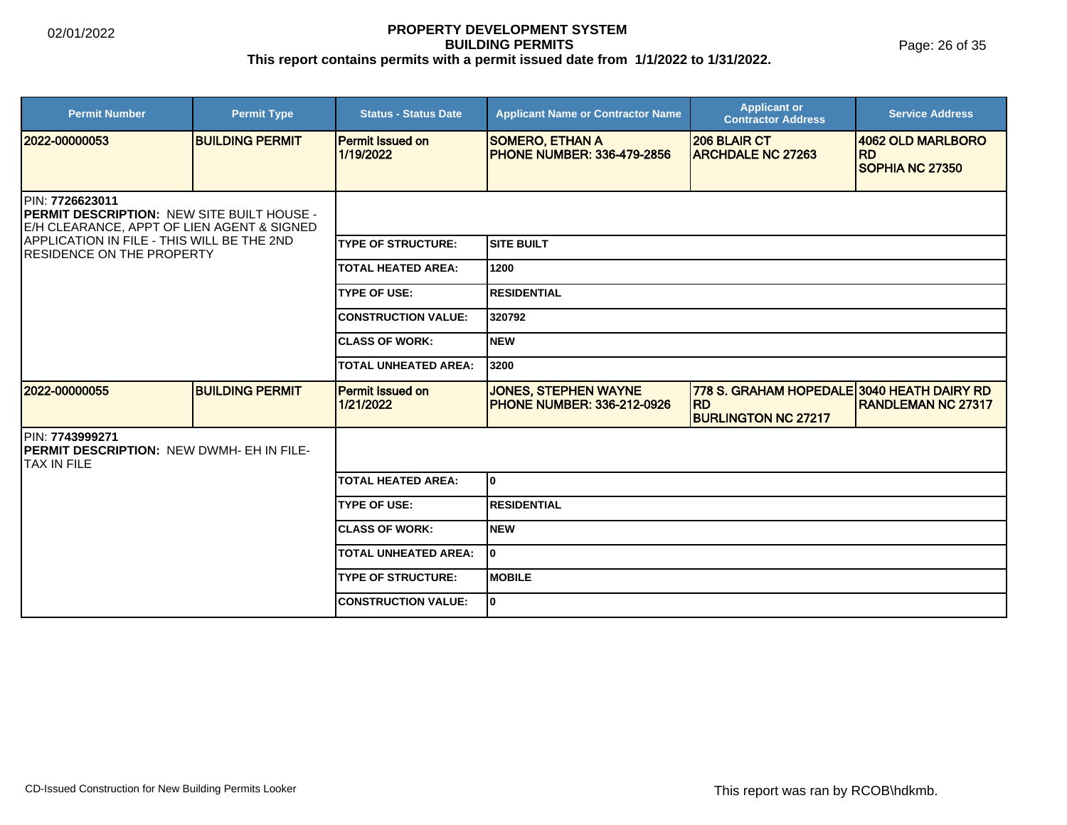**PROPERTY DEVELOPMENT SYSTEM**
**BUILDING PERMITS**
**This report contains permits with a permit issued date from 1/1/2022 to 1/31/2022.**

| Permit Number | Permit Type | Status - Status Date | Applicant Name or Contractor Name | Applicant or Contractor Address | Service Address |
|---|---|---|---|---|---|
| 2022-00000053 | BUILDING PERMIT | Permit Issued on 1/19/2022 | SOMERO, ETHAN A PHONE NUMBER: 336-479-2856 | 206 BLAIR CT ARCHDALE NC 27263 | 4062 OLD MARLBORO RD SOPHIA NC 27350 |

PIN: **7726623011**
**PERMIT DESCRIPTION:** NEW SITE BUILT HOUSE - E/H CLEARANCE, APPT OF LIEN AGENT & SIGNED APPLICATION IN FILE - THIS WILL BE THE 2ND RESIDENCE ON THE PROPERTY

| | |
|---|---|
| TYPE OF STRUCTURE: | SITE BUILT |
| TOTAL HEATED AREA: | 1200 |
| TYPE OF USE: | RESIDENTIAL |
| CONSTRUCTION VALUE: | 320792 |
| CLASS OF WORK: | NEW |
| TOTAL UNHEATED AREA: | 3200 |

| Permit Number | Permit Type | Status - Status Date | Applicant Name or Contractor Name | Applicant or Contractor Address | Service Address |
|---|---|---|---|---|---|
| 2022-00000055 | BUILDING PERMIT | Permit Issued on 1/21/2022 | JONES, STEPHEN WAYNE PHONE NUMBER: 336-212-0926 | 778 S. GRAHAM HOPEDALE RD BURLINGTON NC 27217 | 3040 HEATH DAIRY RD RANDLEMAN NC 27317 |

PIN: **7743999271**
**PERMIT DESCRIPTION:** NEW DWMH- EH IN FILE- TAX IN FILE

| | |
|---|---|
| TOTAL HEATED AREA: | 0 |
| TYPE OF USE: | RESIDENTIAL |
| CLASS OF WORK: | NEW |
| TOTAL UNHEATED AREA: | 0 |
| TYPE OF STRUCTURE: | MOBILE |
| CONSTRUCTION VALUE: | 0 |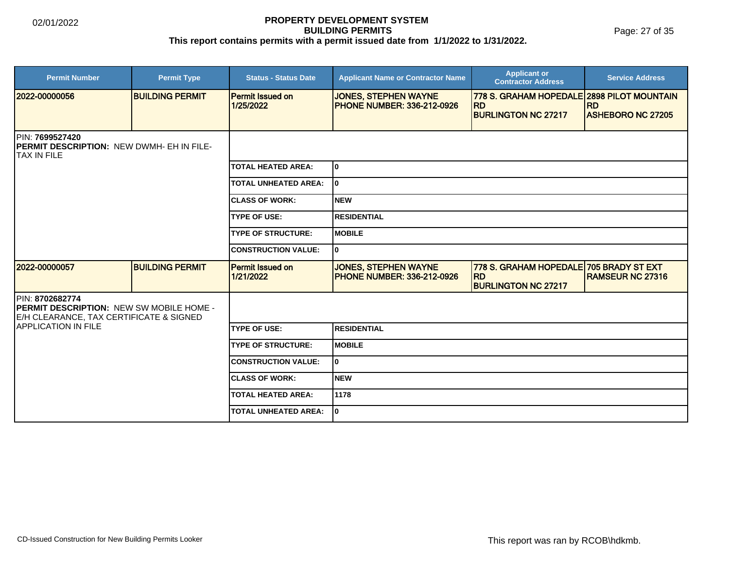# PROPERTY DEVELOPMENT SYSTEM
## BUILDING PERMITS
### This report contains permits with a permit issued date from 1/1/2022 to 1/31/2022.

02/01/2022

| Permit Number | Permit Type | Status - Status Date | Applicant Name or Contractor Name | Applicant or Contractor Address | Service Address |
|---|---|---|---|---|---|
| **2022-00000056** | **BUILDING PERMIT** | **Permit Issued on 1/25/2022** | **JONES, STEPHEN WAYNE PHONE NUMBER: 336-212-0926** | **778 S. GRAHAM HOPEDALE RD BURLINGTON NC 27217** | **2898 PILOT MOUNTAIN RD ASHEBORO NC 27205** |
| PIN: **7699527420** **PERMIT DESCRIPTION:** NEW DWMH- EH IN FILE-TAX IN FILE | | | | | |
| | | **TOTAL HEATED AREA:** | **0** | | |
| | | **TOTAL UNHEATED AREA:** | **0** | | |
| | | **CLASS OF WORK:** | **NEW** | | |
| | | **TYPE OF USE:** | **RESIDENTIAL** | | |
| | | **TYPE OF STRUCTURE:** | **MOBILE** | | |
| | | **CONSTRUCTION VALUE:** | **0** | | |
| **2022-00000057** | **BUILDING PERMIT** | **Permit Issued on 1/21/2022** | **JONES, STEPHEN WAYNE PHONE NUMBER: 336-212-0926** | **778 S. GRAHAM HOPEDALE RD BURLINGTON NC 27217** | **705 BRADY ST EXT RAMSEUR NC 27316** |
| PIN: **8702682774** **PERMIT DESCRIPTION:** NEW SW MOBILE HOME - E/H CLEARANCE, TAX CERTIFICATE & SIGNED APPLICATION IN FILE | | | | | |
| | | **TYPE OF USE:** | **RESIDENTIAL** | | |
| | | **TYPE OF STRUCTURE:** | **MOBILE** | | |
| | | **CONSTRUCTION VALUE:** | **0** | | |
| | | **CLASS OF WORK:** | **NEW** | | |
| | | **TOTAL HEATED AREA:** | **1178** | | |
| | | **TOTAL UNHEATED AREA:** | **0** | | |

CD-Issued Construction for New Building Permits Looker

This report was ran by RCOB\hdkmb.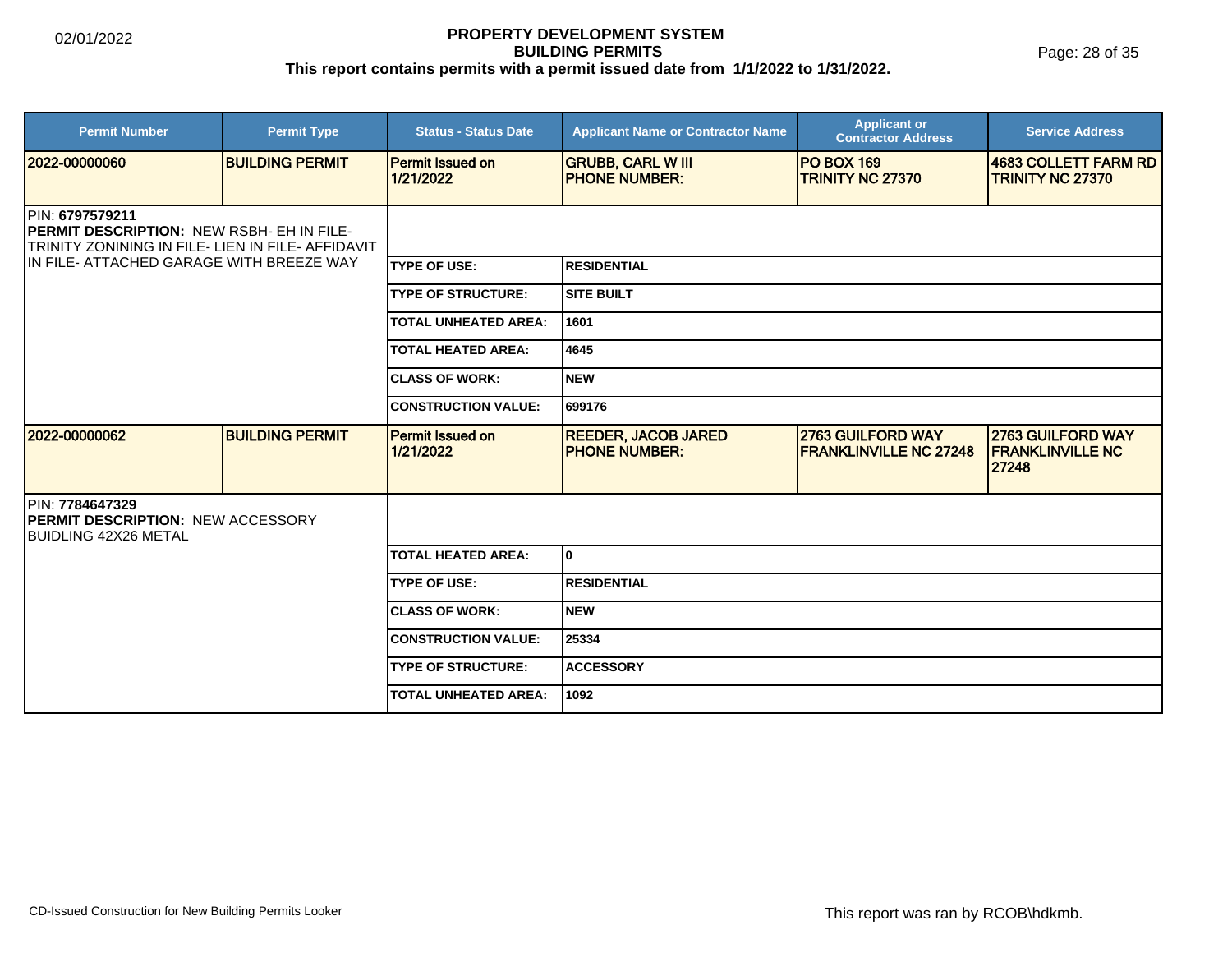# PROPERTY DEVELOPMENT SYSTEM
## BUILDING PERMITS
**This report contains permits with a permit issued date from 1/1/2022 to 1/31/2022.**

02/01/2022

| Permit Number | Permit Type | Status - Status Date | Applicant Name or Contractor Name | Applicant or Contractor Address | Service Address |
|---|---|---|---|---|---|
| 2022-00000060 | BUILDING PERMIT | Permit Issued on 1/21/2022 | GRUBB, CARL W III PHONE NUMBER: | PO BOX 169 TRINITY NC 27370 | 4683 COLLETT FARM RD TRINITY NC 27370 |

PIN: **6797579211**
**PERMIT DESCRIPTION:** NEW RSBH- EH IN FILE- TRINITY ZONINING IN FILE- LIEN IN FILE- AFFIDAVIT IN FILE- ATTACHED GARAGE WITH BREEZE WAY

| | |
|---|---|
| TYPE OF USE: | RESIDENTIAL |
| TYPE OF STRUCTURE: | SITE BUILT |
| TOTAL UNHEATED AREA: | 1601 |
| TOTAL HEATED AREA: | 4645 |
| CLASS OF WORK: | NEW |
| CONSTRUCTION VALUE: | 699176 |

| Permit Number | Permit Type | Status - Status Date | Applicant Name or Contractor Name | Applicant or Contractor Address | Service Address |
|---|---|---|---|---|---|
| 2022-00000062 | BUILDING PERMIT | Permit Issued on 1/21/2022 | REEDER, JACOB JARED PHONE NUMBER: | 2763 GUILFORD WAY FRANKLINVILLE NC 27248 | 2763 GUILFORD WAY FRANKLINVILLE NC 27248 |

PIN: **7784647329**
**PERMIT DESCRIPTION:** NEW ACCESSORY BUIDLING 42X26 METAL

| | |
|---|---|
| TOTAL HEATED AREA: | 0 |
| TYPE OF USE: | RESIDENTIAL |
| CLASS OF WORK: | NEW |
| CONSTRUCTION VALUE: | 25334 |
| TYPE OF STRUCTURE: | ACCESSORY |
| TOTAL UNHEATED AREA: | 1092 |

CD-Issued Construction for New Building Permits Looker

This report was ran by RCOB\hdkmb.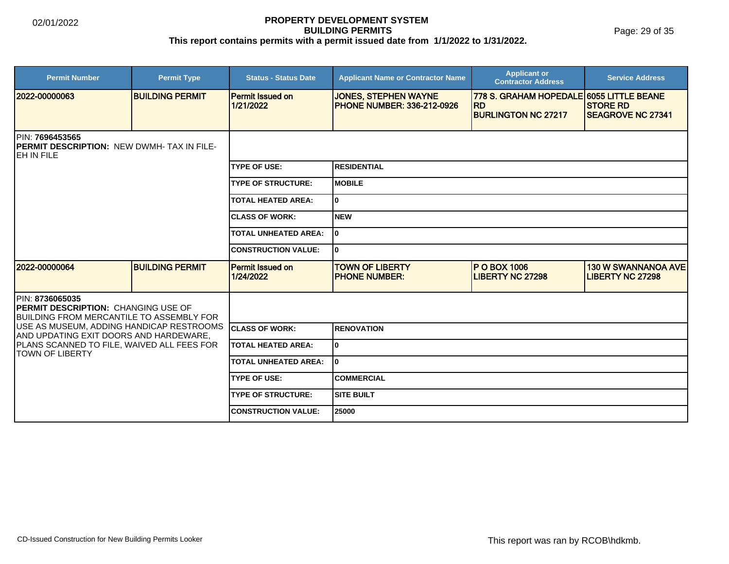# PROPERTY DEVELOPMENT SYSTEM
## BUILDING PERMITS
**This report contains permits with a permit issued date from 1/1/2022 to 1/31/2022.**

02/01/2022

| Permit Number | Permit Type | Status - Status Date | Applicant Name or Contractor Name | Applicant or Contractor Address | Service Address |
|---|---|---|---|---|---|
| 2022-00000063 | BUILDING PERMIT | Permit Issued on 1/21/2022 | JONES, STEPHEN WAYNE<br>PHONE NUMBER: 336-212-0926 | 778 S. GRAHAM HOPEDALE RD<br>BURLINGTON NC 27217 | 6055 LITTLE BEANE STORE RD<br>SEAGROVE NC 27341 |

PIN: **7696453565**
**PERMIT DESCRIPTION:** NEW DWMH- TAX IN FILE-EH IN FILE

| | |
|---|---|
| TYPE OF USE: | RESIDENTIAL |
| TYPE OF STRUCTURE: | MOBILE |
| TOTAL HEATED AREA: | 0 |
| CLASS OF WORK: | NEW |
| TOTAL UNHEATED AREA: | 0 |
| CONSTRUCTION VALUE: | 0 |

| Permit Number | Permit Type | Status - Status Date | Applicant Name or Contractor Name | Applicant or Contractor Address | Service Address |
|---|---|---|---|---|---|
| 2022-00000064 | BUILDING PERMIT | Permit Issued on 1/24/2022 | TOWN OF LIBERTY<br>PHONE NUMBER: | P O BOX 1006<br>LIBERTY NC 27298 | 130 W SWANNANOA AVE<br>LIBERTY NC 27298 |

PIN: **8736065035**
**PERMIT DESCRIPTION:** CHANGING USE OF BUILDING FROM MERCANTILE TO ASSEMBLY FOR USE AS MUSEUM, ADDING HANDICAP RESTROOMS AND UPDATING EXIT DOORS AND HARDEWARE, PLANS SCANNED TO FILE, WAIVED ALL FEES FOR TOWN OF LIBERTY

| | |
|---|---|
| CLASS OF WORK: | RENOVATION |
| TOTAL HEATED AREA: | 0 |
| TOTAL UNHEATED AREA: | 0 |
| TYPE OF USE: | COMMERCIAL |
| TYPE OF STRUCTURE: | SITE BUILT |
| CONSTRUCTION VALUE: | 25000 |

CD-Issued Construction for New Building Permits Looker

This report was ran by RCOB\hdkmb.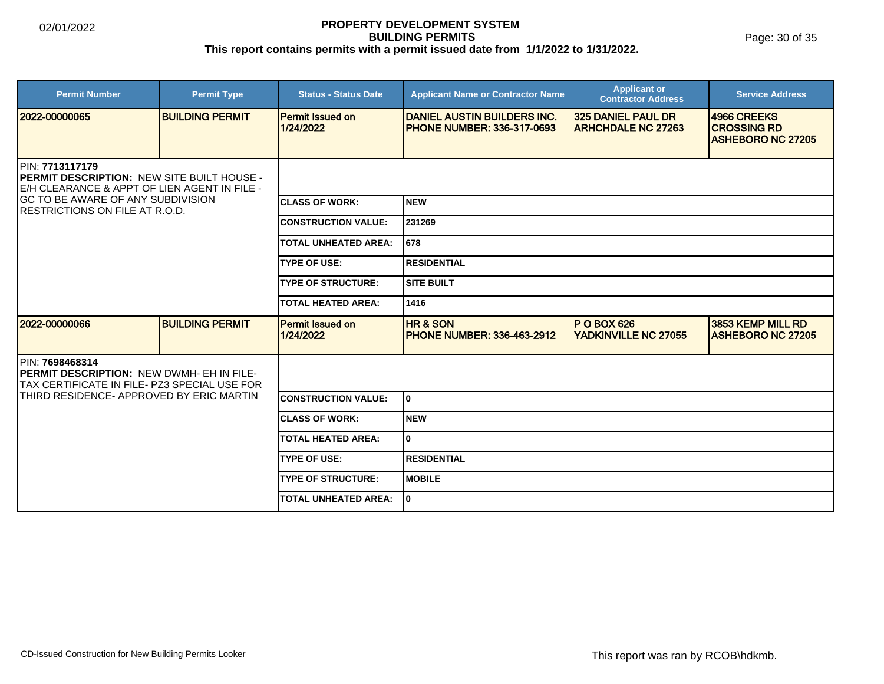# PROPERTY DEVELOPMENT SYSTEM
## BUILDING PERMITS
### This report contains permits with a permit issued date from 1/1/2022 to 1/31/2022.

02/01/2022

| Permit Number | Permit Type | Status - Status Date | Applicant Name or Contractor Name | Applicant or Contractor Address | Service Address |
|---|---|---|---|---|---|
| 2022-00000065 | BUILDING PERMIT | Permit Issued on 1/24/2022 | DANIEL AUSTIN BUILDERS INC. PHONE NUMBER: 336-317-0693 | 325 DANIEL PAUL DR ARHCHDALE NC 27263 | 4966 CREEKS CROSSING RD ASHEBORO NC 27205 |

PIN: **7713117179**
**PERMIT DESCRIPTION:** NEW SITE BUILT HOUSE - E/H CLEARANCE & APPT OF LIEN AGENT IN FILE - GC TO BE AWARE OF ANY SUBDIVISION RESTRICTIONS ON FILE AT R.O.D.

| Field | Value |
|---|---|
| CLASS OF WORK: | NEW |
| CONSTRUCTION VALUE: | 231269 |
| TOTAL UNHEATED AREA: | 678 |
| TYPE OF USE: | RESIDENTIAL |
| TYPE OF STRUCTURE: | SITE BUILT |
| TOTAL HEATED AREA: | 1416 |

| Permit Number | Permit Type | Status - Status Date | Applicant Name or Contractor Name | Applicant or Contractor Address | Service Address |
|---|---|---|---|---|---|
| 2022-00000066 | BUILDING PERMIT | Permit Issued on 1/24/2022 | HR & SON PHONE NUMBER: 336-463-2912 | P O BOX 626 YADKINVILLE NC 27055 | 3853 KEMP MILL RD ASHEBORO NC 27205 |

PIN: **7698468314**
**PERMIT DESCRIPTION:** NEW DWMH- EH IN FILE- TAX CERTIFICATE IN FILE- PZ3 SPECIAL USE FOR THIRD RESIDENCE- APPROVED BY ERIC MARTIN

| Field | Value |
|---|---|
| CONSTRUCTION VALUE: | 0 |
| CLASS OF WORK: | NEW |
| TOTAL HEATED AREA: | 0 |
| TYPE OF USE: | RESIDENTIAL |
| TYPE OF STRUCTURE: | MOBILE |
| TOTAL UNHEATED AREA: | 0 |

CD-Issued Construction for New Building Permits Looker

This report was ran by RCOB\hdkmb.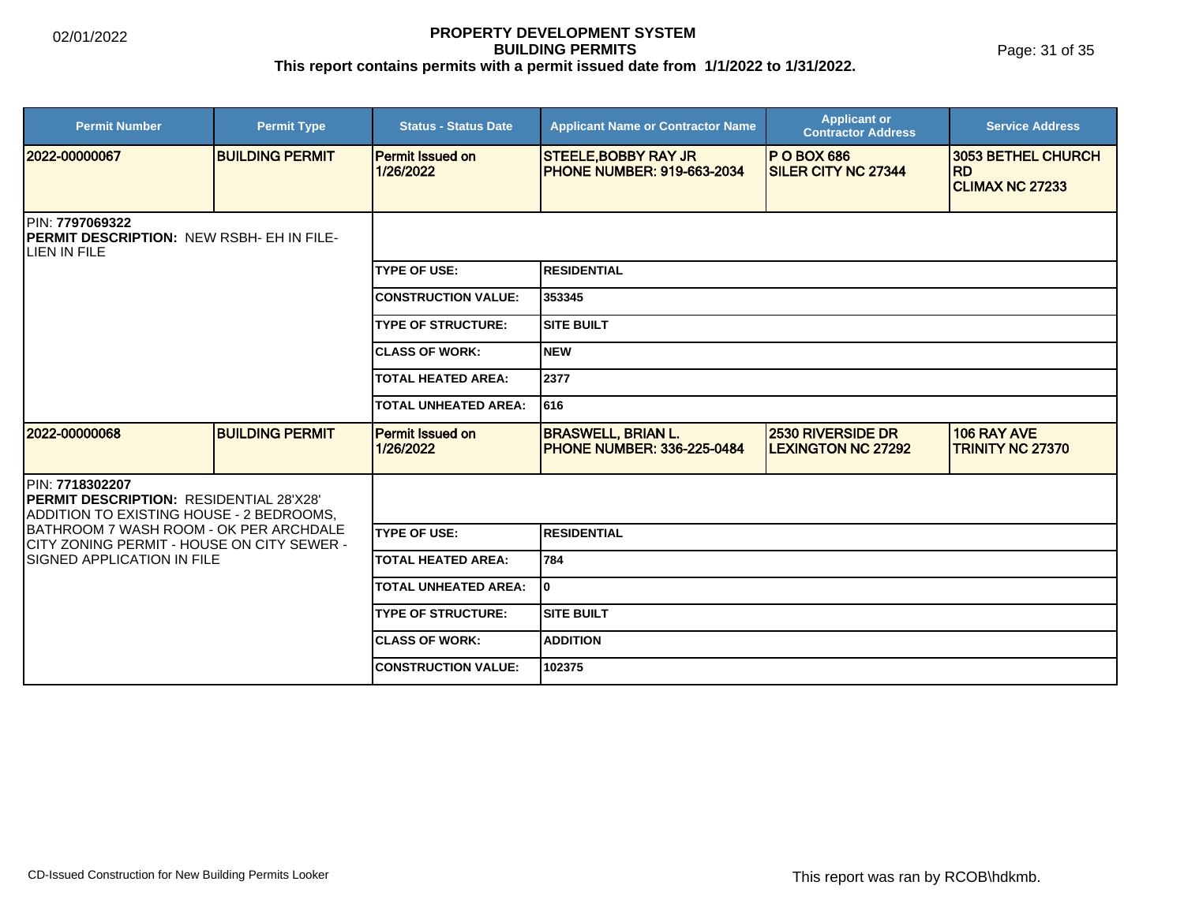# PROPERTY DEVELOPMENT SYSTEM
## BUILDING PERMITS
### This report contains permits with a permit issued date from 1/1/2022 to 1/31/2022.

02/01/2022

| Permit Number | Permit Type | Status - Status Date | Applicant Name or Contractor Name | Applicant or Contractor Address | Service Address |
|---|---|---|---|---|---|
| 2022-00000067 | BUILDING PERMIT | Permit Issued on 1/26/2022 | STEELE,BOBBY RAY JR PHONE NUMBER: 919-663-2034 | P O BOX 686 SILER CITY NC 27344 | 3053 BETHEL CHURCH RD CLIMAX NC 27233 |

PIN: **7797069322**
**PERMIT DESCRIPTION:** NEW RSBH- EH IN FILE- LIEN IN FILE

| | |
|---|---|
| TYPE OF USE: | RESIDENTIAL |
| CONSTRUCTION VALUE: | 353345 |
| TYPE OF STRUCTURE: | SITE BUILT |
| CLASS OF WORK: | NEW |
| TOTAL HEATED AREA: | 2377 |
| TOTAL UNHEATED AREA: | 616 |

| Permit Number | Permit Type | Status - Status Date | Applicant Name or Contractor Name | Applicant or Contractor Address | Service Address |
|---|---|---|---|---|---|
| 2022-00000068 | BUILDING PERMIT | Permit Issued on 1/26/2022 | BRASWELL, BRIAN L. PHONE NUMBER: 336-225-0484 | 2530 RIVERSIDE DR LEXINGTON NC 27292 | 106 RAY AVE TRINITY NC 27370 |

PIN: **7718302207**
**PERMIT DESCRIPTION:** RESIDENTIAL 28'X28' ADDITION TO EXISTING HOUSE - 2 BEDROOMS, BATHROOM 7 WASH ROOM - OK PER ARCHDALE CITY ZONING PERMIT - HOUSE ON CITY SEWER - SIGNED APPLICATION IN FILE

| | |
|---|---|
| TYPE OF USE: | RESIDENTIAL |
| TOTAL HEATED AREA: | 784 |
| TOTAL UNHEATED AREA: | 0 |
| TYPE OF STRUCTURE: | SITE BUILT |
| CLASS OF WORK: | ADDITION |
| CONSTRUCTION VALUE: | 102375 |

CD-Issued Construction for New Building Permits Looker

This report was ran by RCOB\hdkmb.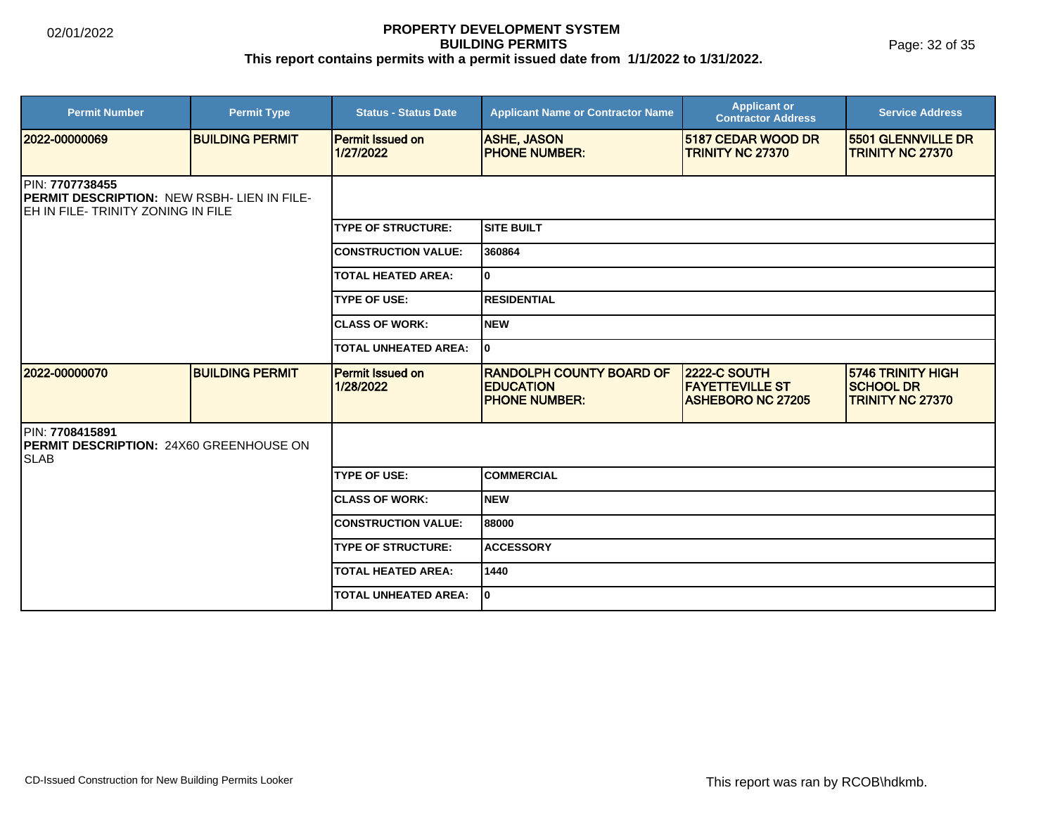# PROPERTY DEVELOPMENT SYSTEM
## BUILDING PERMITS
### This report contains permits with a permit issued date from 1/1/2022 to 1/31/2022.

02/01/2022

| Permit Number | Permit Type | Status - Status Date | Applicant Name or Contractor Name | Applicant or Contractor Address | Service Address |
|---|---|---|---|---|---|
| 2022-00000069 | BUILDING PERMIT | Permit Issued on 1/27/2022 | ASHE, JASON PHONE NUMBER: | 5187 CEDAR WOOD DR TRINITY NC 27370 | 5501 GLENNVILLE DR TRINITY NC 27370 |

PIN: **7707738455**
**PERMIT DESCRIPTION:** NEW RSBH- LIEN IN FILE- EH IN FILE- TRINITY ZONING IN FILE

| | |
|---|---|
| TYPE OF STRUCTURE: | SITE BUILT |
| CONSTRUCTION VALUE: | 360864 |
| TOTAL HEATED AREA: | 0 |
| TYPE OF USE: | RESIDENTIAL |
| CLASS OF WORK: | NEW |
| TOTAL UNHEATED AREA: | 0 |

| Permit Number | Permit Type | Status - Status Date | Applicant Name or Contractor Name | Applicant or Contractor Address | Service Address |
|---|---|---|---|---|---|
| 2022-00000070 | BUILDING PERMIT | Permit Issued on 1/28/2022 | RANDOLPH COUNTY BOARD OF EDUCATION PHONE NUMBER: | 2222-C SOUTH FAYETTEVILLE ST ASHEBORO NC 27205 | 5746 TRINITY HIGH SCHOOL DR TRINITY NC 27370 |

PIN: **7708415891**
**PERMIT DESCRIPTION:** 24X60 GREENHOUSE ON SLAB

| | |
|---|---|
| TYPE OF USE: | COMMERCIAL |
| CLASS OF WORK: | NEW |
| CONSTRUCTION VALUE: | 88000 |
| TYPE OF STRUCTURE: | ACCESSORY |
| TOTAL HEATED AREA: | 1440 |
| TOTAL UNHEATED AREA: | 0 |

CD-Issued Construction for New Building Permits Looker

This report was ran by RCOB\hdkmb.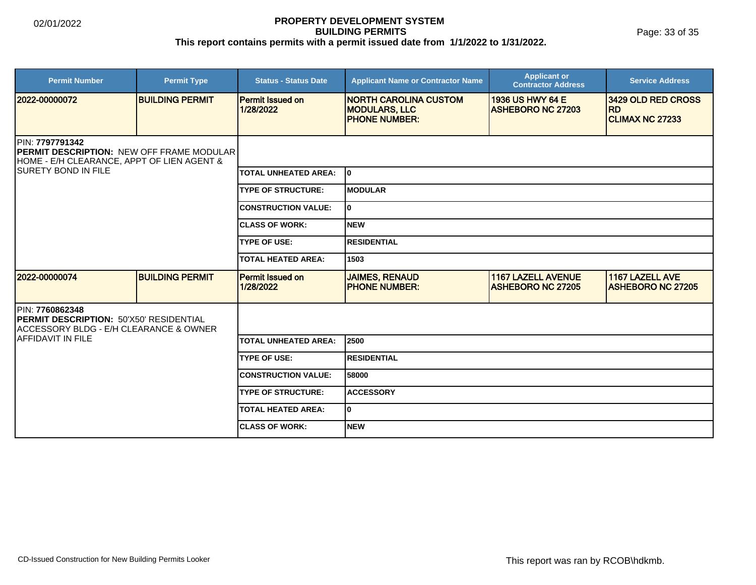# PROPERTY DEVELOPMENT SYSTEM
## BUILDING PERMITS
**This report contains permits with a permit issued date from 1/1/2022 to 1/31/2022.**

| Permit Number | Permit Type | Status - Status Date | Applicant Name or Contractor Name | Applicant or Contractor Address | Service Address |
|---|---|---|---|---|---|
| 2022-00000072 | BUILDING PERMIT | Permit Issued on 1/28/2022 | NORTH CAROLINA CUSTOM MODULARS, LLC PHONE NUMBER: | 1936 US HWY 64 E ASHEBORO NC 27203 | 3429 OLD RED CROSS RD CLIMAX NC 27233 |

PIN: **7797791342**
**PERMIT DESCRIPTION:** NEW OFF FRAME MODULAR HOME - E/H CLEARANCE, APPT OF LIEN AGENT & SURETY BOND IN FILE

| | |
|---|---|
| TOTAL UNHEATED AREA: | 0 |
| TYPE OF STRUCTURE: | MODULAR |
| CONSTRUCTION VALUE: | 0 |
| CLASS OF WORK: | NEW |
| TYPE OF USE: | RESIDENTIAL |
| TOTAL HEATED AREA: | 1503 |

| Permit Number | Permit Type | Status - Status Date | Applicant Name or Contractor Name | Applicant or Contractor Address | Service Address |
|---|---|---|---|---|---|
| 2022-00000074 | BUILDING PERMIT | Permit Issued on 1/28/2022 | JAIMES, RENAUD PHONE NUMBER: | 1167 LAZELL AVENUE ASHEBORO NC 27205 | 1167 LAZELL AVE ASHEBORO NC 27205 |

PIN: **7760862348**
**PERMIT DESCRIPTION:** 50'X50' RESIDENTIAL ACCESSORY BLDG - E/H CLEARANCE & OWNER AFFIDAVIT IN FILE

| | |
|---|---|
| TOTAL UNHEATED AREA: | 2500 |
| TYPE OF USE: | RESIDENTIAL |
| CONSTRUCTION VALUE: | 58000 |
| TYPE OF STRUCTURE: | ACCESSORY |
| TOTAL HEATED AREA: | 0 |
| CLASS OF WORK: | NEW |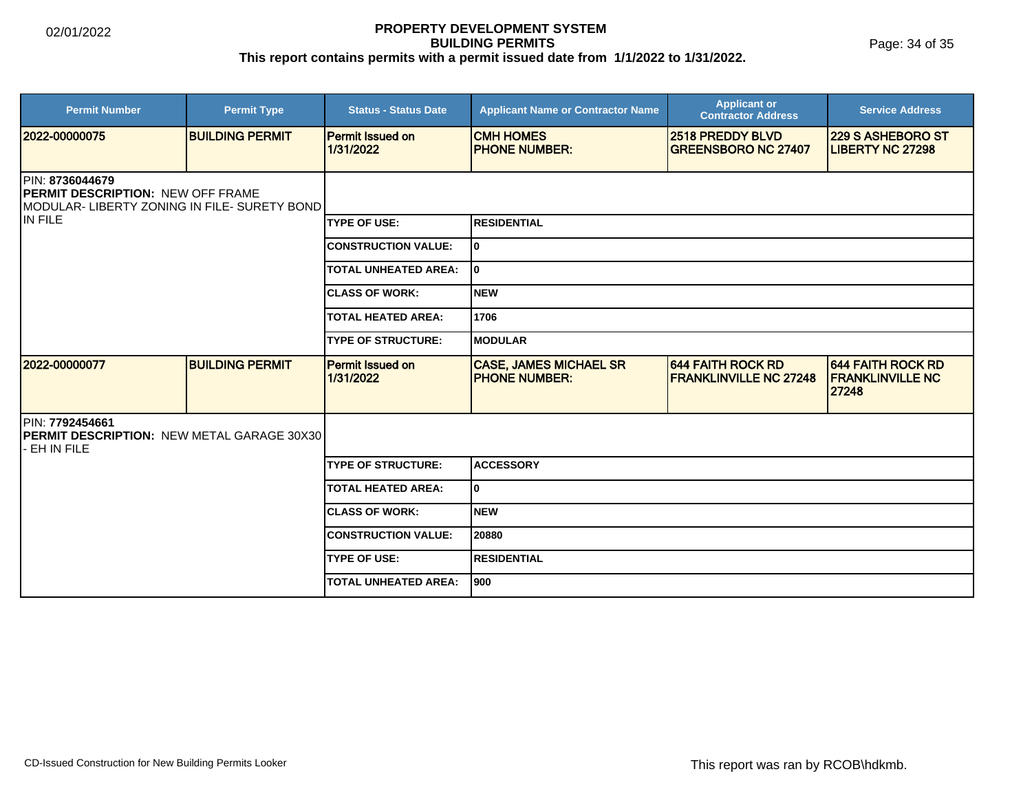# PROPERTY DEVELOPMENT SYSTEM
## BUILDING PERMITS
### This report contains permits with a permit issued date from 1/1/2022 to 1/31/2022.

| Permit Number | Permit Type | Status - Status Date | Applicant Name or Contractor Name | Applicant or Contractor Address | Service Address |
|---|---|---|---|---|---|
| **2022-00000075** | **BUILDING PERMIT** | **Permit Issued on 1/31/2022** | **CMH HOMES PHONE NUMBER:** | **2518 PREDDY BLVD GREENSBORO NC 27407** | **229 S ASHEBORO ST LIBERTY NC 27298** |

PIN: **8736044679**
**PERMIT DESCRIPTION:** NEW OFF FRAME MODULAR- LIBERTY ZONING IN FILE- SURETY BOND IN FILE

| | |
|---|---|
| **TYPE OF USE:** | **RESIDENTIAL** |
| **CONSTRUCTION VALUE:** | **0** |
| **TOTAL UNHEATED AREA:** | **0** |
| **CLASS OF WORK:** | **NEW** |
| **TOTAL HEATED AREA:** | **1706** |
| **TYPE OF STRUCTURE:** | **MODULAR** |

| Permit Number | Permit Type | Status - Status Date | Applicant Name or Contractor Name | Applicant or Contractor Address | Service Address |
|---|---|---|---|---|---|
| **2022-00000077** | **BUILDING PERMIT** | **Permit Issued on 1/31/2022** | **CASE, JAMES MICHAEL SR PHONE NUMBER:** | **644 FAITH ROCK RD FRANKLINVILLE NC 27248** | **644 FAITH ROCK RD FRANKLINVILLE NC 27248** |

PIN: **7792454661**
**PERMIT DESCRIPTION:** NEW METAL GARAGE 30X30 - EH IN FILE

| | |
|---|---|
| **TYPE OF STRUCTURE:** | **ACCESSORY** |
| **TOTAL HEATED AREA:** | **0** |
| **CLASS OF WORK:** | **NEW** |
| **CONSTRUCTION VALUE:** | **20880** |
| **TYPE OF USE:** | **RESIDENTIAL** |
| **TOTAL UNHEATED AREA:** | **900** |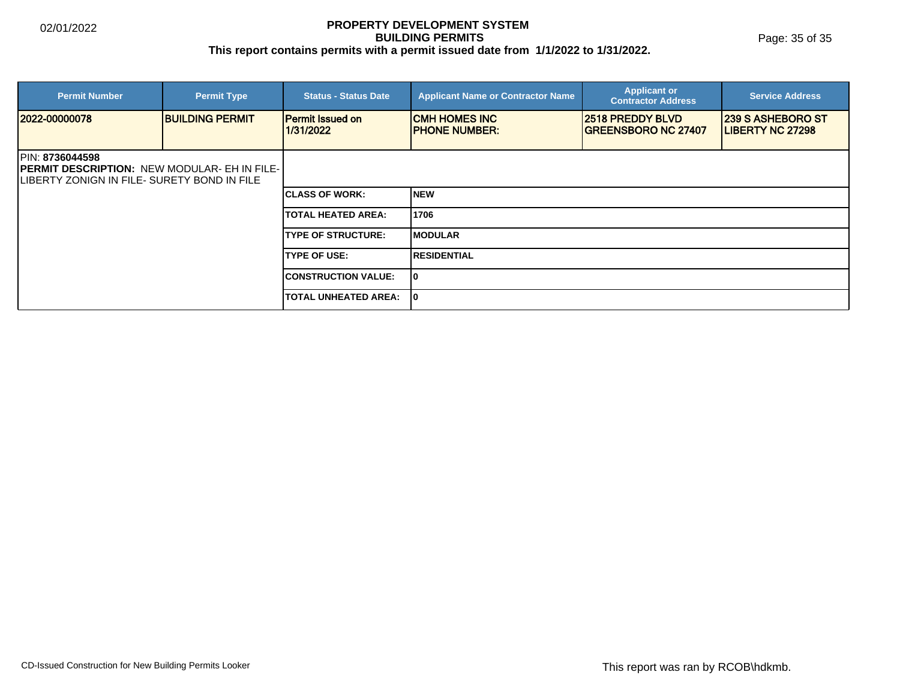**PROPERTY DEVELOPMENT SYSTEM**
**BUILDING PERMITS**
**This report contains permits with a permit issued date from 1/1/2022 to 1/31/2022.**

| Permit Number | Permit Type | Status - Status Date | Applicant Name or Contractor Name | Applicant or Contractor Address | Service Address |
|---|---|---|---|---|---|
| 2022-00000078 | BUILDING PERMIT | Permit Issued on 1/31/2022 | CMH HOMES INC PHONE NUMBER: | 2518 PREDDY BLVD GREENSBORO NC 27407 | 239 S ASHEBORO ST LIBERTY NC 27298 |

PIN: **8736044598**
**PERMIT DESCRIPTION:** NEW MODULAR- EH IN FILE- LIBERTY ZONIGN IN FILE- SURETY BOND IN FILE

| | |
|---|---|
| CLASS OF WORK: | NEW |
| TOTAL HEATED AREA: | 1706 |
| TYPE OF STRUCTURE: | MODULAR |
| TYPE OF USE: | RESIDENTIAL |
| CONSTRUCTION VALUE: | 0 |
| TOTAL UNHEATED AREA: | 0 |

CD-Issued Construction for New Building Permits Looker

This report was ran by RCOB\hdkmb.